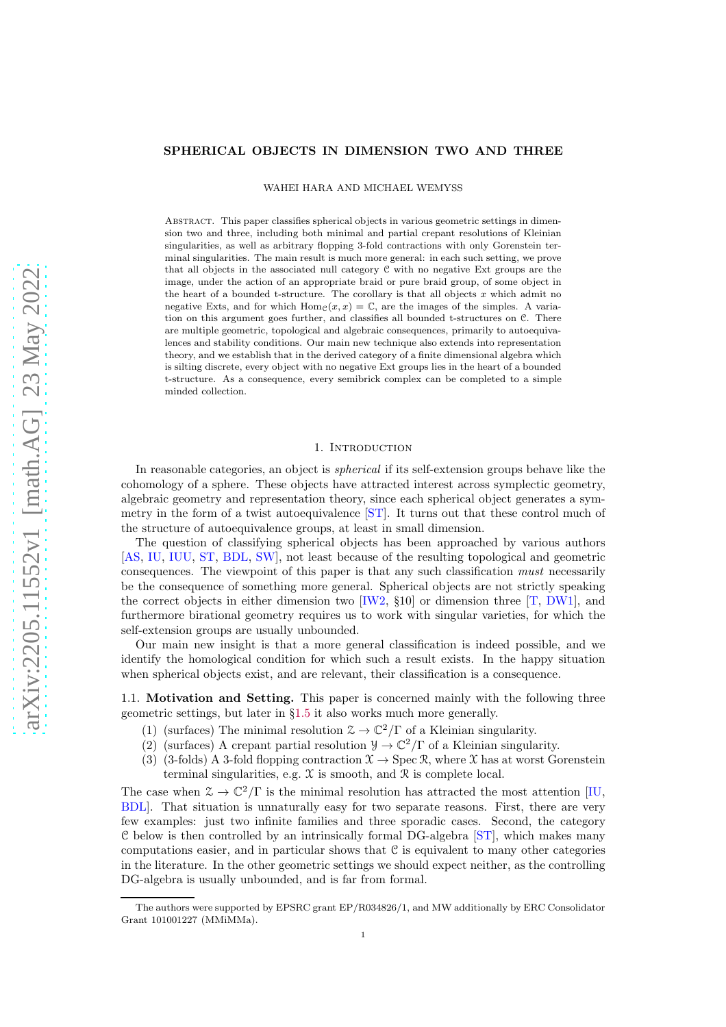# SPHERICAL OBJECTS IN DIMENSION TWO AND THREE

WAHEI HARA AND MICHAEL WEMYSS

Abstract. This paper classifies spherical objects in various geometric settings in dimension two and three, including both minimal and partial crepant resolutions of Kleinian singularities, as well as arbitrary flopping 3-fold contractions with only Gorenstein terminal singularities. The main result is much more general: in each such setting, we prove that all objects in the associated null category $\mathcal{C}$ with no negative Ext groups are the image, under the action of an appropriate braid or pure braid group, of some object in the heart of a bounded t-structure. The corollary is that all objects $x$ which admit no negative Exts, and for which $\mathrm{Hom}_{\mathcal{C}}(x, x) = \mathbb{C}$, are the images of the simples. A variation on this argument goes further, and classifies all bounded t-structures on $\mathcal{C}$. There are multiple geometric, topological and algebraic consequences, primarily to autoequivalences and stability conditions. Our main new technique also extends into representation theory, and we establish that in the derived category of a finite dimensional algebra which is silting discrete, every object with no negative Ext groups lies in the heart of a bounded t-structure. As a consequence, every semibrick complex can be completed to a simple minded collection.

## 1. Introduction

In reasonable categories, an object is *spherical* if its self-extension groups behave like the cohomology of a sphere. These objects have attracted interest across symplectic geometry, algebraic geometry and representation theory, since each spherical object generates a symmetry in the form of a twist autoequivalence [ST]. It turns out that these control much of the structure of autoequivalence groups, at least in small dimension.

The question of classifying spherical objects has been approached by various authors [AS, IU, IUU, ST, BDL, SW], not least because of the resulting topological and geometric consequences. The viewpoint of this paper is that any such classification *must* necessarily be the consequence of something more general. Spherical objects are not strictly speaking the correct objects in either dimension two [IW2, §10] or dimension three [T, DW1], and furthermore birational geometry requires us to work with singular varieties, for which the self-extension groups are usually unbounded.

Our main new insight is that a more general classification is indeed possible, and we identify the homological condition for which such a result exists. In the happy situation when spherical objects exist, and are relevant, their classification is a consequence.

### 1.1. Motivation and Setting.

This paper is concerned mainly with the following three geometric settings, but later in §1.5 it also works much more generally.

1. (surfaces) The minimal resolution $\mathcal{Z} \to \mathbb{C}^2/\Gamma$ of a Kleinian singularity.
2. (surfaces) A crepant partial resolution $\mathcal{Y} \to \mathbb{C}^2/\Gamma$ of a Kleinian singularity.
3. (3-folds) A 3-fold flopping contraction $\mathcal{X} \to \operatorname{Spec} \mathcal{R}$, where $\mathcal{X}$ has at worst Gorenstein terminal singularities, e.g. $\mathcal{X}$ is smooth, and $\mathcal{R}$ is complete local.

The case when $\mathcal{Z} \to \mathbb{C}^2/\Gamma$ is the minimal resolution has attracted the most attention [IU, BDL]. That situation is unnaturally easy for two separate reasons. First, there are very few examples: just two infinite families and three sporadic cases. Second, the category $\mathcal{C}$ below is then controlled by an intrinsically formal DG-algebra [ST], which makes many computations easier, and in particular shows that $\mathcal{C}$ is equivalent to many other categories in the literature. In the other geometric settings we should expect neither, as the controlling DG-algebra is usually unbounded, and is far from formal.

The authors were supported by EPSRC grant EP/R034826/1, and MW additionally by ERC Consolidator Grant 101001227 (MMiMMa).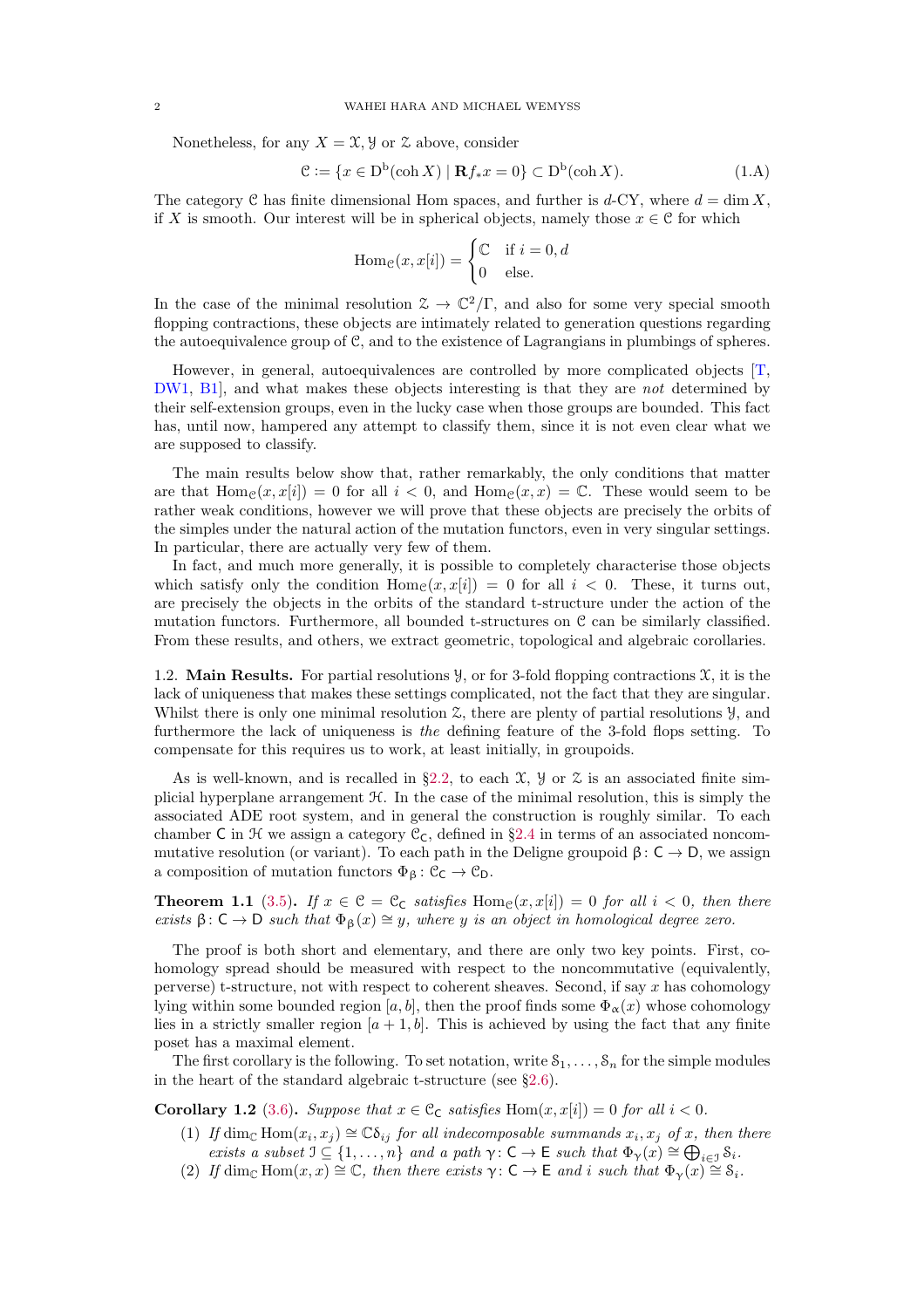Nonetheless, for any $X = \mathcal{X}, \mathcal{Y}$ or $\mathcal{Z}$ above, consider

$$\mathcal{C} := \{x \in \mathrm{D}^{\mathrm{b}}(\operatorname{coh} X) \mid \mathbf{R}f_* x = 0\} \subset \mathrm{D}^{\mathrm{b}}(\operatorname{coh} X). \tag{1.A}$$

The category $\mathcal{C}$ has finite dimensional Hom spaces, and further is $d$-CY, where $d = \dim X$, if $X$ is smooth. Our interest will be in spherical objects, namely those $x \in \mathcal{C}$ for which

$$\operatorname{Hom}_{\mathcal{C}}(x, x[i]) = \begin{cases} \mathbb{C} & \text{if } i = 0, d \\ 0 & \text{else.} \end{cases}$$

In the case of the minimal resolution $\mathcal{Z} \to \mathbb{C}^2/\Gamma$, and also for some very special smooth flopping contractions, these objects are intimately related to generation questions regarding the autoequivalence group of $\mathcal{C}$, and to the existence of Lagrangians in plumbings of spheres.

However, in general, autoequivalences are controlled by more complicated objects [T, DW1, B1], and what makes these objects interesting is that they are *not* determined by their self-extension groups, even in the lucky case when those groups are bounded. This fact has, until now, hampered any attempt to classify them, since it is not even clear what we are supposed to classify.

The main results below show that, rather remarkably, the only conditions that matter are that $\operatorname{Hom}_{\mathcal{C}}(x, x[i]) = 0$ for all $i < 0$, and $\operatorname{Hom}_{\mathcal{C}}(x, x) = \mathbb{C}$. These would seem to be rather weak conditions, however we will prove that these objects are precisely the orbits of the simples under the natural action of the mutation functors, even in very singular settings. In particular, there are actually very few of them.

In fact, and much more generally, it is possible to completely characterise those objects which satisfy only the condition $\operatorname{Hom}_{\mathcal{C}}(x, x[i]) = 0$ for all $i < 0$. These, it turns out, are precisely the objects in the orbits of the standard t-structure under the action of the mutation functors. Furthermore, all bounded t-structures on $\mathcal{C}$ can be similarly classified. From these results, and others, we extract geometric, topological and algebraic corollaries.

## 1.2. Main Results.

For partial resolutions $\mathcal{Y}$, or for 3-fold flopping contractions $\mathcal{X}$, it is the lack of uniqueness that makes these settings complicated, not the fact that they are singular. Whilst there is only one minimal resolution $\mathcal{Z}$, there are plenty of partial resolutions $\mathcal{Y}$, and furthermore the lack of uniqueness is *the* defining feature of the 3-fold flops setting. To compensate for this requires us to work, at least initially, in groupoids.

As is well-known, and is recalled in §2.2, to each $\mathcal{X}$, $\mathcal{Y}$ or $\mathcal{Z}$ is an associated finite simplicial hyperplane arrangement $\mathcal{H}$. In the case of the minimal resolution, this is simply the associated ADE root system, and in general the construction is roughly similar. To each chamber $\mathsf{C}$ in $\mathcal{H}$ we assign a category $\mathcal{C}_{\mathsf{C}}$, defined in §2.4 in terms of an associated noncommutative resolution (or variant). To each path in the Deligne groupoid $\beta\colon \mathsf{C} \to \mathsf{D}$, we assign a composition of mutation functors $\Phi_\beta \colon \mathcal{C}_{\mathsf{C}} \to \mathcal{C}_{\mathsf{D}}$.

**Theorem 1.1** (3.5). *If $x \in \mathcal{C} = \mathcal{C}_{\mathsf{C}}$ satisfies $\operatorname{Hom}_{\mathcal{C}}(x, x[i]) = 0$ for all $i < 0$, then there exists $\beta\colon \mathsf{C} \to \mathsf{D}$ such that $\Phi_\beta(x) \cong y$, where $y$ is an object in homological degree zero.*

The proof is both short and elementary, and there are only two key points. First, cohomology spread should be measured with respect to the noncommutative (equivalently, perverse) t-structure, not with respect to coherent sheaves. Second, if say $x$ has cohomology lying within some bounded region $[a, b]$, then the proof finds some $\Phi_\alpha(x)$ whose cohomology lies in a strictly smaller region $[a+1, b]$. This is achieved by using the fact that any finite poset has a maximal element.

The first corollary is the following. To set notation, write $\mathcal{S}_1, \dots, \mathcal{S}_n$ for the simple modules in the heart of the standard algebraic t-structure (see §2.6).

**Corollary 1.2** (3.6). *Suppose that $x \in \mathcal{C}_{\mathsf{C}}$ satisfies $\operatorname{Hom}(x, x[i]) = 0$ for all $i < 0$.*

1. *If $\dim_{\mathbb{C}} \operatorname{Hom}(x_i, x_j) \cong \mathbb{C}\delta_{ij}$ for all indecomposable summands $x_i, x_j$ of $x$, then there exists a subset $\mathcal{I} \subseteq \{1, \dots, n\}$ and a path $\gamma\colon \mathsf{C} \to \mathsf{E}$ such that $\Phi_\gamma(x) \cong \bigoplus_{i \in \mathcal{I}} \mathcal{S}_i$.*
2. *If $\dim_{\mathbb{C}} \operatorname{Hom}(x, x) \cong \mathbb{C}$, then there exists $\gamma\colon \mathsf{C} \to \mathsf{E}$ and $i$ such that $\Phi_\gamma(x) \cong \mathcal{S}_i$.*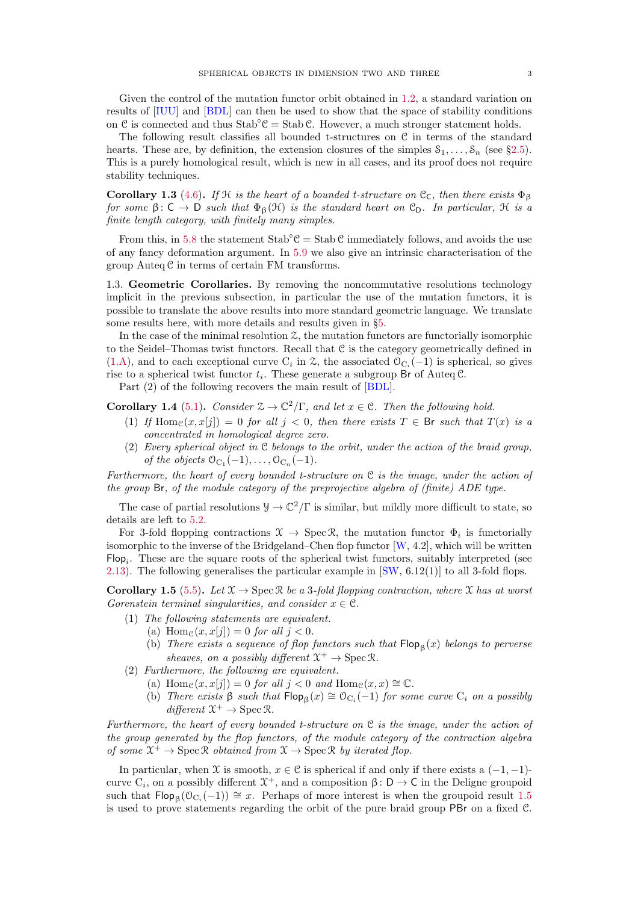Given the control of the mutation functor orbit obtained in 1.2, a standard variation on results of [IUU] and [BDL] can then be used to show that the space of stability conditions on $\mathcal{C}$ is connected and thus $\operatorname{Stab}^\circ\mathcal{C} = \operatorname{Stab}\mathcal{C}$. However, a much stronger statement holds.

The following result classifies all bounded t-structures on $\mathcal{C}$ in terms of the standard hearts. These are, by definition, the extension closures of the simples $\mathcal{S}_1, \ldots, \mathcal{S}_n$ (see §2.5). This is a purely homological result, which is new in all cases, and its proof does not require stability techniques.

**Corollary 1.3** (4.6)**.** *If $\mathcal{H}$ is the heart of a bounded t-structure on $\mathcal{C}_{\mathsf{C}}$, then there exists $\Phi_\beta$ for some $\beta\colon \mathsf{C} \to \mathsf{D}$ such that $\Phi_\beta(\mathcal{H})$ is the standard heart on $\mathcal{C}_{\mathsf{D}}$. In particular, $\mathcal{H}$ is a finite length category, with finitely many simples.*

From this, in 5.8 the statement $\operatorname{Stab}^\circ\mathcal{C} = \operatorname{Stab}\mathcal{C}$ immediately follows, and avoids the use of any fancy deformation argument. In 5.9 we also give an intrinsic characterisation of the group $\operatorname{Auteq}\mathcal{C}$ in terms of certain FM transforms.

1.3. **Geometric Corollaries.** By removing the noncommutative resolutions technology implicit in the previous subsection, in particular the use of the mutation functors, it is possible to translate the above results into more standard geometric language. We translate some results here, with more details and results given in §5.

In the case of the minimal resolution $\mathcal{Z}$, the mutation functors are functorially isomorphic to the Seidel–Thomas twist functors. Recall that $\mathcal{C}$ is the category geometrically defined in (1.A), and to each exceptional curve $\mathrm{C}_i$ in $\mathcal{Z}$, the associated $\mathcal{O}_{\mathrm{C}_i}(-1)$ is spherical, so gives rise to a spherical twist functor $t_i$. These generate a subgroup $\mathsf{Br}$ of $\operatorname{Auteq}\mathcal{C}$.

Part (2) of the following recovers the main result of [BDL].

**Corollary 1.4** (5.1)**.** *Consider $\mathcal{Z} \to \mathbb{C}^2/\Gamma$, and let $x \in \mathcal{C}$. Then the following hold.*

1. *If $\operatorname{Hom}_{\mathcal{C}}(x, x[j]) = 0$ for all $j < 0$, then there exists $T \in \mathsf{Br}$ such that $T(x)$ is a concentrated in homological degree zero.*
2. *Every spherical object in $\mathcal{C}$ belongs to the orbit, under the action of the braid group, of the objects $\mathcal{O}_{\mathrm{C}_1}(-1), \ldots, \mathcal{O}_{\mathrm{C}_n}(-1)$.*

*Furthermore, the heart of every bounded t-structure on $\mathcal{C}$ is the image, under the action of the group $\mathsf{Br}$, of the module category of the preprojective algebra of (finite) ADE type.*

The case of partial resolutions $\mathcal{Y} \to \mathbb{C}^2/\Gamma$ is similar, but mildly more difficult to state, so details are left to 5.2.

For 3-fold flopping contractions $\mathcal{X} \to \operatorname{Spec}\mathcal{R}$, the mutation functor $\Phi_i$ is functorially isomorphic to the inverse of the Bridgeland–Chen flop functor [W, 4.2], which will be written $\mathsf{Flop}_i$. These are the square roots of the spherical twist functors, suitably interpreted (see 2.13). The following generalises the particular example in [SW, 6.12(1)] to all 3-fold flops.

**Corollary 1.5** (5.5)**.** *Let $\mathcal{X} \to \operatorname{Spec}\mathcal{R}$ be a 3-fold flopping contraction, where $\mathcal{X}$ has at worst Gorenstein terminal singularities, and consider $x \in \mathcal{C}$.*

1. *The following statements are equivalent.*
   - (a) *$\operatorname{Hom}_{\mathcal{C}}(x, x[j]) = 0$ for all $j < 0$.*
   - (b) *There exists a sequence of flop functors such that $\mathsf{Flop}_\beta(x)$ belongs to perverse sheaves, on a possibly different $\mathcal{X}^+ \to \operatorname{Spec}\mathcal{R}$.*
2. *Furthermore, the following are equivalent.*
   - (a) *$\operatorname{Hom}_{\mathcal{C}}(x, x[j]) = 0$ for all $j < 0$ and $\operatorname{Hom}_{\mathcal{C}}(x, x) \cong \mathbb{C}$.*
   - (b) *There exists $\beta$ such that $\mathsf{Flop}_\beta(x) \cong \mathcal{O}_{\mathrm{C}_i}(-1)$ for some curve $\mathrm{C}_i$ on a possibly different $\mathcal{X}^+ \to \operatorname{Spec}\mathcal{R}$.*

*Furthermore, the heart of every bounded t-structure on $\mathcal{C}$ is the image, under the action of the group generated by the flop functors, of the module category of the contraction algebra of some $\mathcal{X}^+ \to \operatorname{Spec}\mathcal{R}$ obtained from $\mathcal{X} \to \operatorname{Spec}\mathcal{R}$ by iterated flop.*

In particular, when $\mathcal{X}$ is smooth, $x \in \mathcal{C}$ is spherical if and only if there exists a $(-1,-1)$-curve $\mathrm{C}_i$, on a possibly different $\mathcal{X}^+$, and a composition $\beta\colon \mathsf{D} \to \mathsf{C}$ in the Deligne groupoid such that $\mathsf{Flop}_\beta(\mathcal{O}_{\mathrm{C}_i}(-1)) \cong x$. Perhaps of more interest is when the groupoid result 1.5 is used to prove statements regarding the orbit of the pure braid group $\mathsf{PBr}$ on a fixed $\mathcal{C}$.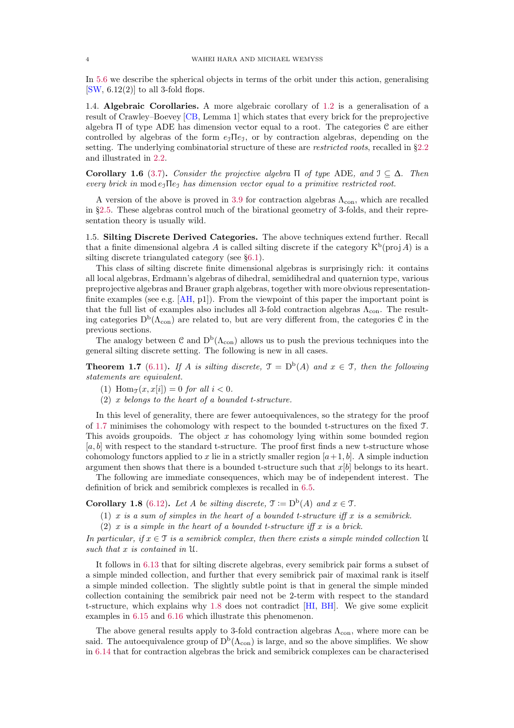In 5.6 we describe the spherical objects in terms of the orbit under this action, generalising [SW, 6.12(2)] to all 3-fold flops.

1.4. **Algebraic Corollaries.** A more algebraic corollary of 1.2 is a generalisation of a result of Crawley–Boevey [CB, Lemma 1] which states that every brick for the preprojective algebra $\Pi$ of type ADE has dimension vector equal to a root. The categories $\mathcal{C}$ are either controlled by algebras of the form $e_{\mathcal{J}}\Pi e_{\mathcal{J}}$, or by contraction algebras, depending on the setting. The underlying combinatorial structure of these are *restricted roots*, recalled in §2.2 and illustrated in 2.2.

**Corollary 1.6** (3.7)**.** *Consider the projective algebra $\Pi$ of type* ADE*, and $\mathcal{J} \subseteq \Delta$. Then every brick in* $\operatorname{mod} e_{\mathcal{J}}\Pi e_{\mathcal{J}}$ *has dimension vector equal to a primitive restricted root.*

A version of the above is proved in 3.9 for contraction algebras $\Lambda_{\mathrm{con}}$, which are recalled in §2.5. These algebras control much of the birational geometry of 3-folds, and their representation theory is usually wild.

1.5. **Silting Discrete Derived Categories.** The above techniques extend further. Recall that a finite dimensional algebra $A$ is called silting discrete if the category $\mathrm{K}^{\mathrm{b}}(\operatorname{proj} A)$ is a silting discrete triangulated category (see §6.1).

This class of silting discrete finite dimensional algebras is surprisingly rich: it contains all local algebras, Erdmann's algebras of dihedral, semidihedral and quaternion type, various preprojective algebras and Brauer graph algebras, together with more obvious representation-finite examples (see e.g. [AH, p1]). From the viewpoint of this paper the important point is that the full list of examples also includes all 3-fold contraction algebras $\Lambda_{\mathrm{con}}$. The resulting categories $\mathrm{D}^{\mathrm{b}}(\Lambda_{\mathrm{con}})$ are related to, but are very different from, the categories $\mathcal{C}$ in the previous sections.

The analogy between $\mathcal{C}$ and $\mathrm{D}^{\mathrm{b}}(\Lambda_{\mathrm{con}})$ allows us to push the previous techniques into the general silting discrete setting. The following is new in all cases.

**Theorem 1.7** (6.11)**.** *If $A$ is silting discrete, $\mathcal{T} = \mathrm{D}^{\mathrm{b}}(A)$ and $x \in \mathcal{T}$, then the following statements are equivalent.*

1. $\operatorname{Hom}_{\mathcal{T}}(x, x[i]) = 0$ *for all* $i < 0$.
2. *$x$ belongs to the heart of a bounded t-structure.*

In this level of generality, there are fewer autoequivalences, so the strategy for the proof of 1.7 minimises the cohomology with respect to the bounded t-structures on the fixed $\mathcal{T}$. This avoids groupoids. The object $x$ has cohomology lying within some bounded region $[a, b]$ with respect to the standard t-structure. The proof first finds a new t-structure whose cohomology functors applied to $x$ lie in a strictly smaller region $[a+1, b]$. A simple induction argument then shows that there is a bounded t-structure such that $x[b]$ belongs to its heart.

The following are immediate consequences, which may be of independent interest. The definition of brick and semibrick complexes is recalled in 6.5.

**Corollary 1.8** (6.12)**.** *Let $A$ be silting discrete, $\mathcal{T} := \mathrm{D}^{\mathrm{b}}(A)$ and $x \in \mathcal{T}$.*

1. *$x$ is a sum of simples in the heart of a bounded t-structure iff $x$ is a semibrick.*
2. *$x$ is a simple in the heart of a bounded t-structure iff $x$ is a brick.*

*In particular, if $x \in \mathcal{T}$ is a semibrick complex, then there exists a simple minded collection $\mathcal{U}$ such that $x$ is contained in $\mathcal{U}$.*

It follows in 6.13 that for silting discrete algebras, every semibrick pair forms a subset of a simple minded collection, and further that every semibrick pair of maximal rank is itself a simple minded collection. The slightly subtle point is that in general the simple minded collection containing the semibrick pair need not be 2-term with respect to the standard t-structure, which explains why 1.8 does not contradict [HI, BH]. We give some explicit examples in 6.15 and 6.16 which illustrate this phenomenon.

The above general results apply to 3-fold contraction algebras $\Lambda_{\mathrm{con}}$, where more can be said. The autoequivalence group of $\mathrm{D}^{\mathrm{b}}(\Lambda_{\mathrm{con}})$ is large, and so the above simplifies. We show in 6.14 that for contraction algebras the brick and semibrick complexes can be characterised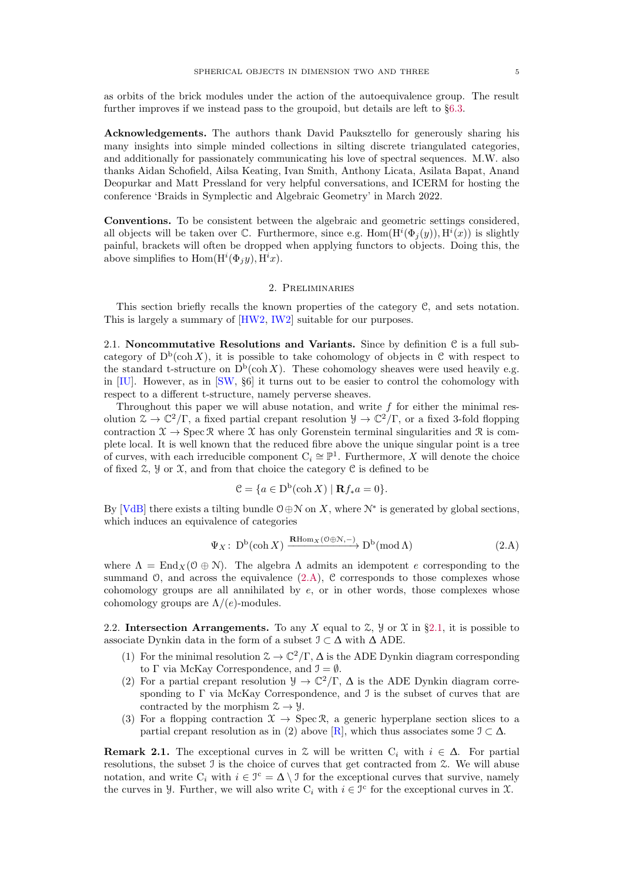as orbits of the brick modules under the action of the autoequivalence group. The result further improves if we instead pass to the groupoid, but details are left to §6.3.

**Acknowledgements.** The authors thank David Pauksztello for generously sharing his many insights into simple minded collections in silting discrete triangulated categories, and additionally for passionately communicating his love of spectral sequences. M.W. also thanks Aidan Schofield, Ailsa Keating, Ivan Smith, Anthony Licata, Asilata Bapat, Anand Deopurkar and Matt Pressland for very helpful conversations, and ICERM for hosting the conference 'Braids in Symplectic and Algebraic Geometry' in March 2022.

**Conventions.** To be consistent between the algebraic and geometric settings considered, all objects will be taken over $\mathbb{C}$. Furthermore, since e.g. $\operatorname{Hom}(\mathrm{H}^i(\Phi_j(y)), \mathrm{H}^i(x))$ is slightly painful, brackets will often be dropped when applying functors to objects. Doing this, the above simplifies to $\operatorname{Hom}(\mathrm{H}^i(\Phi_j y), \mathrm{H}^i x)$.

## 2. Preliminaries

This section briefly recalls the known properties of the category $\mathcal{C}$, and sets notation. This is largely a summary of [HW2, IW2] suitable for our purposes.

### 2.1. Noncommutative Resolutions and Variants.

Since by definition $\mathcal{C}$ is a full subcategory of $\mathrm{D^b}(\operatorname{coh} X)$, it is possible to take cohomology of objects in $\mathcal{C}$ with respect to the standard t-structure on $\mathrm{D^b}(\operatorname{coh} X)$. These cohomology sheaves were used heavily e.g. in [IU]. However, as in [SW, §6] it turns out to be easier to control the cohomology with respect to a different t-structure, namely perverse sheaves.

Throughout this paper we will abuse notation, and write $f$ for either the minimal resolution $\mathcal{Z} \to \mathbb{C}^2/\Gamma$, a fixed partial crepant resolution $\mathcal{Y} \to \mathbb{C}^2/\Gamma$, or a fixed 3-fold flopping contraction $\mathcal{X} \to \operatorname{Spec} \mathcal{R}$ where $\mathcal{X}$ has only Gorenstein terminal singularities and $\mathcal{R}$ is complete local. It is well known that the reduced fibre above the unique singular point is a tree of curves, with each irreducible component $\mathrm{C}_i \cong \mathbb{P}^1$. Furthermore, $X$ will denote the choice of fixed $\mathcal{Z}$, $\mathcal{Y}$ or $\mathcal{X}$, and from that choice the category $\mathcal{C}$ is defined to be

$$\mathcal{C} = \{a \in \mathrm{D^b}(\operatorname{coh} X) \mid \mathbf{R}f_* a = 0\}.$$

By [VdB] there exists a tilting bundle $\mathcal{O} \oplus \mathcal{N}$ on $X$, where $\mathcal{N}^*$ is generated by global sections, which induces an equivalence of categories

$$\Psi_X \colon \mathrm{D^b}(\operatorname{coh} X) \xrightarrow{\mathbf{R}\mathrm{Hom}_X(\mathcal{O}\oplus\mathcal{N}, -)} \mathrm{D^b}(\operatorname{mod} \Lambda) \tag{2.A}$$

where $\Lambda = \operatorname{End}_X(\mathcal{O} \oplus \mathcal{N})$. The algebra $\Lambda$ admits an idempotent $e$ corresponding to the summand $\mathcal{O}$, and across the equivalence (2.A), $\mathcal{C}$ corresponds to those complexes whose cohomology groups are all annihilated by $e$, or in other words, those complexes whose cohomology groups are $\Lambda/(e)$-modules.

### 2.2. Intersection Arrangements.

To any $X$ equal to $\mathcal{Z}$, $\mathcal{Y}$ or $\mathcal{X}$ in §2.1, it is possible to associate Dynkin data in the form of a subset $\mathcal{J} \subset \Delta$ with $\Delta$ ADE.

1. For the minimal resolution $\mathcal{Z} \to \mathbb{C}^2/\Gamma$, $\Delta$ is the ADE Dynkin diagram corresponding to $\Gamma$ via McKay Correspondence, and $\mathcal{J} = \emptyset$.
2. For a partial crepant resolution $\mathcal{Y} \to \mathbb{C}^2/\Gamma$, $\Delta$ is the ADE Dynkin diagram corresponding to $\Gamma$ via McKay Correspondence, and $\mathcal{J}$ is the subset of curves that are contracted by the morphism $\mathcal{Z} \to \mathcal{Y}$.
3. For a flopping contraction $\mathcal{X} \to \operatorname{Spec} \mathcal{R}$, a generic hyperplane section slices to a partial crepant resolution as in (2) above [R], which thus associates some $\mathcal{J} \subset \Delta$.

**Remark 2.1.** The exceptional curves in $\mathcal{Z}$ will be written $\mathrm{C}_i$ with $i \in \Delta$. For partial resolutions, the subset $\mathcal{J}$ is the choice of curves that get contracted from $\mathcal{Z}$. We will abuse notation, and write $\mathrm{C}_i$ with $i \in \mathcal{J}^c = \Delta \setminus \mathcal{J}$ for the exceptional curves that survive, namely the curves in $\mathcal{Y}$. Further, we will also write $\mathrm{C}_i$ with $i \in \mathcal{J}^c$ for the exceptional curves in $\mathcal{X}$.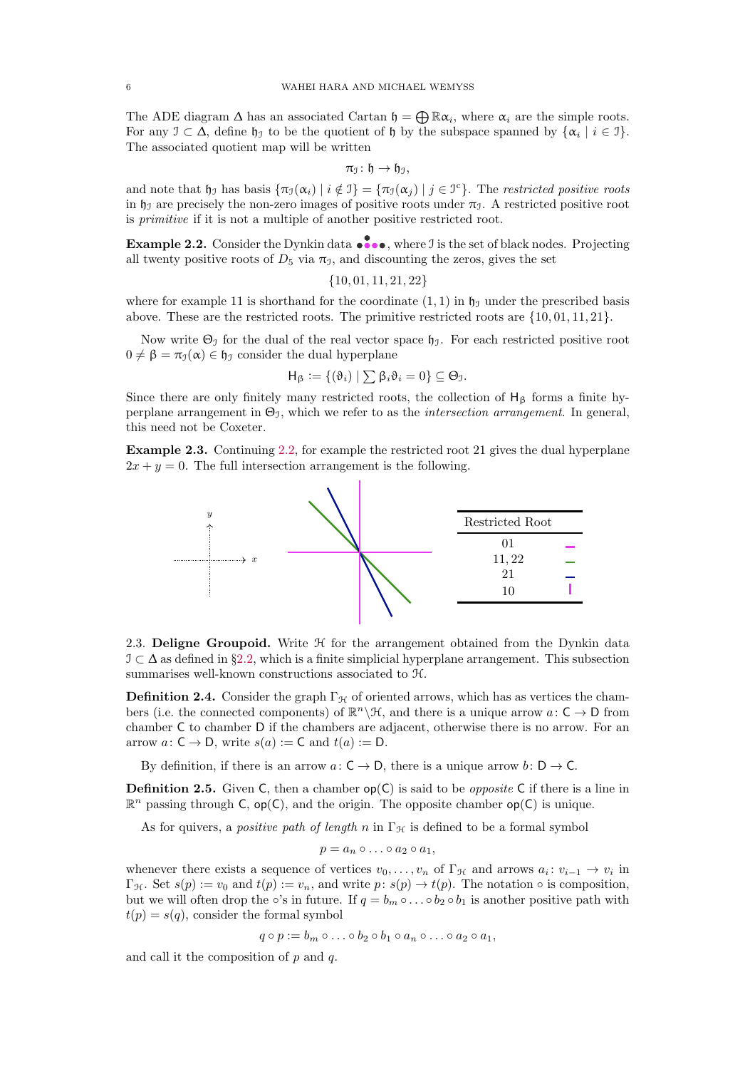The ADE diagram $\Delta$ has an associated Cartan $\mathfrak{h} = \bigoplus \mathbb{R}\alpha_i$, where $\alpha_i$ are the simple roots. For any $\mathcal{J} \subset \Delta$, define $\mathfrak{h}_\mathcal{J}$ to be the quotient of $\mathfrak{h}$ by the subspace spanned by $\{\alpha_i \mid i \in \mathcal{J}\}$. The associated quotient map will be written

$$\pi_\mathcal{J} \colon \mathfrak{h} \to \mathfrak{h}_\mathcal{J},$$

and note that $\mathfrak{h}_\mathcal{J}$ has basis $\{\pi_\mathcal{J}(\alpha_i) \mid i \notin \mathcal{J}\} = \{\pi_\mathcal{J}(\alpha_j) \mid j \in \mathcal{J}^c\}$. The *restricted positive roots* in $\mathfrak{h}_\mathcal{J}$ are precisely the non-zero images of positive roots under $\pi_\mathcal{J}$. A restricted positive root is *primitive* if it is not a multiple of another positive restricted root.

**Example 2.2.** Consider the Dynkin data (diagram), where $\mathcal{J}$ is the set of black nodes. Projecting all twenty positive roots of $D_5$ via $\pi_\mathcal{J}$, and discounting the zeros, gives the set

$$\{10, 01, 11, 21, 22\}$$

where for example 11 is shorthand for the coordinate $(1, 1)$ in $\mathfrak{h}_\mathcal{J}$ under the prescribed basis above. These are the restricted roots. The primitive restricted roots are $\{10, 01, 11, 21\}$.

Now write $\Theta_\mathcal{J}$ for the dual of the real vector space $\mathfrak{h}_\mathcal{J}$. For each restricted positive root $0 \neq \beta = \pi_\mathcal{J}(\alpha) \in \mathfrak{h}_\mathcal{J}$ consider the dual hyperplane

$$\mathsf{H}_\beta := \{(\vartheta_i) \mid \textstyle\sum \beta_i \vartheta_i = 0\} \subseteq \Theta_\mathcal{J}.$$

Since there are only finitely many restricted roots, the collection of $\mathsf{H}_\beta$ forms a finite hyperplane arrangement in $\Theta_\mathcal{J}$, which we refer to as the *intersection arrangement*. In general, this need not be Coxeter.

**Example 2.3.** Continuing 2.2, for example the restricted root 21 gives the dual hyperplane $2x + y = 0$. The full intersection arrangement is the following.

| Restricted Root | |
|---|---|
| 01 | magenta (horizontal) |
| 11, 22 | green |
| 21 | blue |
| 10 | magenta (vertical) |

2.3. **Deligne Groupoid.** Write $\mathcal{H}$ for the arrangement obtained from the Dynkin data $\mathcal{J} \subset \Delta$ as defined in §2.2, which is a finite simplicial hyperplane arrangement. This subsection summarises well-known constructions associated to $\mathcal{H}$.

**Definition 2.4.** Consider the graph $\Gamma_\mathcal{H}$ of oriented arrows, which has as vertices the chambers (i.e. the connected components) of $\mathbb{R}^n \backslash \mathcal{H}$, and there is a unique arrow $a \colon \mathsf{C} \to \mathsf{D}$ from chamber $\mathsf{C}$ to chamber $\mathsf{D}$ if the chambers are adjacent, otherwise there is no arrow. For an arrow $a \colon \mathsf{C} \to \mathsf{D}$, write $s(a) := \mathsf{C}$ and $t(a) := \mathsf{D}$.

By definition, if there is an arrow $a \colon \mathsf{C} \to \mathsf{D}$, there is a unique arrow $b \colon \mathsf{D} \to \mathsf{C}$.

**Definition 2.5.** Given $\mathsf{C}$, then a chamber $\mathsf{op}(\mathsf{C})$ is said to be *opposite* $\mathsf{C}$ if there is a line in $\mathbb{R}^n$ passing through $\mathsf{C}$, $\mathsf{op}(\mathsf{C})$, and the origin. The opposite chamber $\mathsf{op}(\mathsf{C})$ is unique.

As for quivers, a *positive path of length* $n$ in $\Gamma_\mathcal{H}$ is defined to be a formal symbol

$$p = a_n \circ \ldots \circ a_2 \circ a_1,$$

whenever there exists a sequence of vertices $v_0, \ldots, v_n$ of $\Gamma_\mathcal{H}$ and arrows $a_i \colon v_{i-1} \to v_i$ in $\Gamma_\mathcal{H}$. Set $s(p) := v_0$ and $t(p) := v_n$, and write $p \colon s(p) \to t(p)$. The notation $\circ$ is composition, but we will often drop the $\circ$'s in future. If $q = b_m \circ \ldots \circ b_2 \circ b_1$ is another positive path with $t(p) = s(q)$, consider the formal symbol

$$q \circ p := b_m \circ \ldots \circ b_2 \circ b_1 \circ a_n \circ \ldots \circ a_2 \circ a_1,$$

and call it the composition of $p$ and $q$.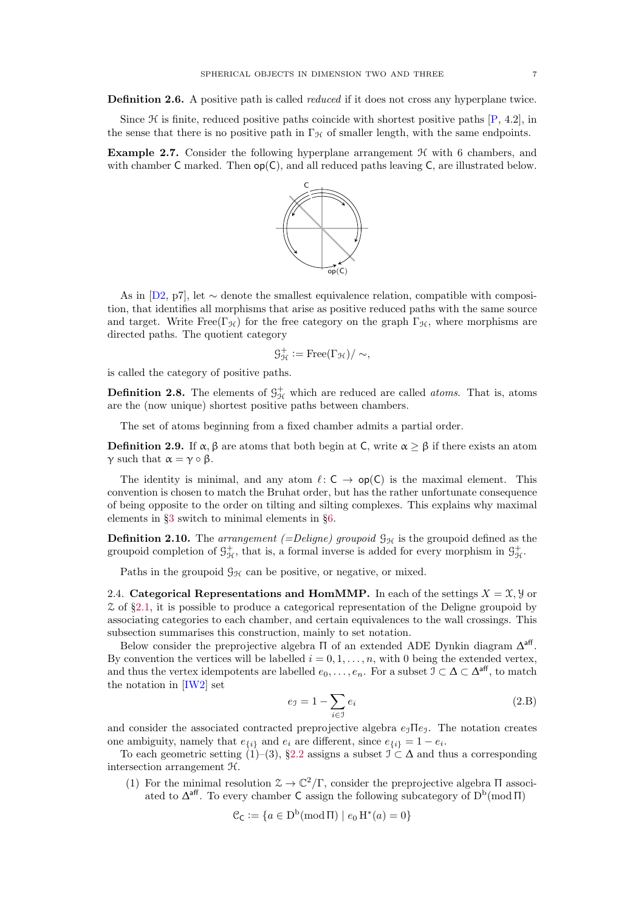**Definition 2.6.** A positive path is called *reduced* if it does not cross any hyperplane twice.

Since $\mathcal{H}$ is finite, reduced positive paths coincide with shortest positive paths [P, 4.2], in the sense that there is no positive path in $\Gamma_{\mathcal{H}}$ of smaller length, with the same endpoints.

**Example 2.7.** Consider the following hyperplane arrangement $\mathcal{H}$ with 6 chambers, and with chamber $\mathsf{C}$ marked. Then $\mathsf{op}(\mathsf{C})$, and all reduced paths leaving $\mathsf{C}$, are illustrated below.

As in [D2, p7], let $\sim$ denote the smallest equivalence relation, compatible with composition, that identifies all morphisms that arise as positive reduced paths with the same source and target. Write $\mathrm{Free}(\Gamma_{\mathcal{H}})$ for the free category on the graph $\Gamma_{\mathcal{H}}$, where morphisms are directed paths. The quotient category

$$\mathcal{G}^+_{\mathcal{H}} := \mathrm{Free}(\Gamma_{\mathcal{H}})/\sim,$$

is called the category of positive paths.

**Definition 2.8.** The elements of $\mathcal{G}^+_{\mathcal{H}}$ which are reduced are called *atoms*. That is, atoms are the (now unique) shortest positive paths between chambers.

The set of atoms beginning from a fixed chamber admits a partial order.

**Definition 2.9.** If $\alpha, \beta$ are atoms that both begin at $\mathsf{C}$, write $\alpha \geq \beta$ if there exists an atom $\gamma$ such that $\alpha = \gamma \circ \beta$.

The identity is minimal, and any atom $\ell \colon \mathsf{C} \to \mathsf{op}(\mathsf{C})$ is the maximal element. This convention is chosen to match the Bruhat order, but has the rather unfortunate consequence of being opposite to the order on tilting and silting complexes. This explains why maximal elements in §3 switch to minimal elements in §6.

**Definition 2.10.** The *arrangement (=Deligne) groupoid* $\mathcal{G}_{\mathcal{H}}$ is the groupoid defined as the groupoid completion of $\mathcal{G}^+_{\mathcal{H}}$, that is, a formal inverse is added for every morphism in $\mathcal{G}^+_{\mathcal{H}}$.

Paths in the groupoid $\mathcal{G}_{\mathcal{H}}$ can be positive, or negative, or mixed.

2.4. **Categorical Representations and HomMMP.** In each of the settings $X = \mathcal{X}, \mathcal{Y}$ or $\mathcal{Z}$ of §2.1, it is possible to produce a categorical representation of the Deligne groupoid by associating categories to each chamber, and certain equivalences to the wall crossings. This subsection summarises this construction, mainly to set notation.

Below consider the preprojective algebra $\Pi$ of an extended ADE Dynkin diagram $\Delta^{\mathsf{aff}}$. By convention the vertices will be labelled $i = 0, 1, \ldots, n$, with 0 being the extended vertex, and thus the vertex idempotents are labelled $e_0, \ldots, e_n$. For a subset $\mathcal{J} \subset \Delta \subset \Delta^{\mathsf{aff}}$, to match the notation in [IW2] set

$$e_{\mathcal{J}} = 1 - \sum_{i \in \mathcal{J}} e_i \tag{2.B}$$

and consider the associated contracted preprojective algebra $e_{\mathcal{J}} \Pi e_{\mathcal{J}}$. The notation creates one ambiguity, namely that $e_{\{i\}}$ and $e_i$ are different, since $e_{\{i\}} = 1 - e_i$.

To each geometric setting (1)–(3), §2.2 assigns a subset $\mathcal{J} \subset \Delta$ and thus a corresponding intersection arrangement $\mathcal{H}$.

(1) For the minimal resolution $\mathcal{Z} \to \mathbb{C}^2/\Gamma$, consider the preprojective algebra $\Pi$ associated to $\Delta^{\mathsf{aff}}$. To every chamber $\mathsf{C}$ assign the following subcategory of $\mathrm{D^b}(\mathrm{mod}\,\Pi)$

$$\mathcal{C}_{\mathsf{C}} := \{a \in \mathrm{D^b}(\mathrm{mod}\,\Pi) \mid e_0\, \mathrm{H}^*(a) = 0\}$$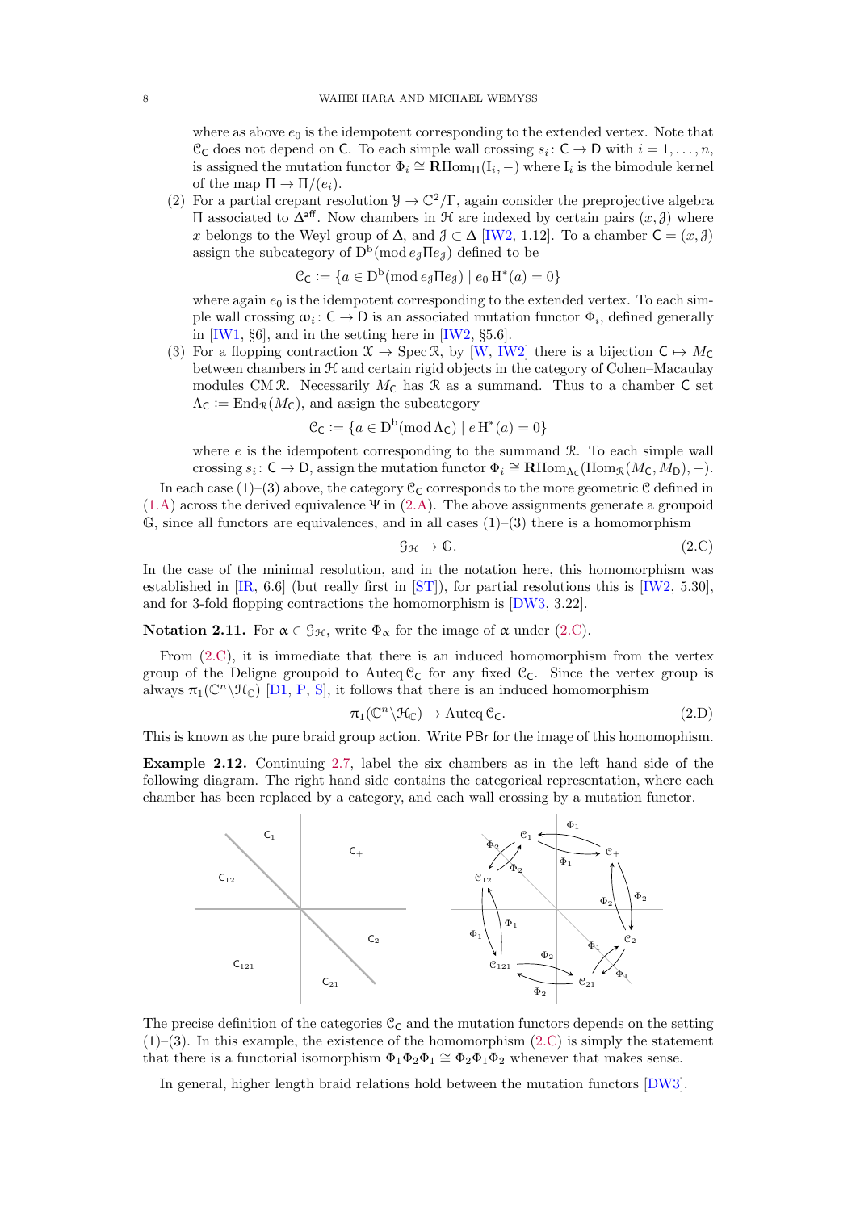where as above $e_0$ is the idempotent corresponding to the extended vertex. Note that $\mathcal{C}_{\mathsf{C}}$ does not depend on $\mathsf{C}$. To each simple wall crossing $s_i\colon \mathsf{C} \to \mathsf{D}$ with $i = 1, \dots, n$, is assigned the mutation functor $\Phi_i \cong \mathbf{R}\mathrm{Hom}_{\Pi}(\mathrm{I}_i, -)$ where $\mathrm{I}_i$ is the bimodule kernel of the map $\Pi \to \Pi/(e_i)$.

(2) For a partial crepant resolution $\mathcal{Y} \to \mathbb{C}^2/\Gamma$, again consider the preprojective algebra $\Pi$ associated to $\Delta^{\mathsf{aff}}$. Now chambers in $\mathcal{H}$ are indexed by certain pairs $(x, \mathcal{J})$ where $x$ belongs to the Weyl group of $\Delta$, and $\mathcal{J} \subset \Delta$ [IW2, 1.12]. To a chamber $\mathsf{C} = (x, \mathcal{J})$ assign the subcategory of $\mathrm{D}^{\mathrm{b}}(\mathrm{mod}\, e_{\mathcal{J}}\Pi e_{\mathcal{J}})$ defined to be

$$\mathcal{C}_{\mathsf{C}} := \{a \in \mathrm{D}^{\mathrm{b}}(\mathrm{mod}\, e_{\mathcal{J}}\Pi e_{\mathcal{J}}) \mid e_0\, \mathrm{H}^*(a) = 0\}$$

where again $e_0$ is the idempotent corresponding to the extended vertex. To each simple wall crossing $\omega_i\colon \mathsf{C} \to \mathsf{D}$ is an associated mutation functor $\Phi_i$, defined generally in [IW1, §6], and in the setting here in [IW2, §5.6].

(3) For a flopping contraction $\mathcal{X} \to \operatorname{Spec} \mathcal{R}$, by [W, IW2] there is a bijection $\mathsf{C} \mapsto M_{\mathsf{C}}$ between chambers in $\mathcal{H}$ and certain rigid objects in the category of Cohen–Macaulay modules $\mathrm{CM}\,\mathcal{R}$. Necessarily $M_{\mathsf{C}}$ has $\mathcal{R}$ as a summand. Thus to a chamber $\mathsf{C}$ set $\Lambda_{\mathsf{C}} := \mathrm{End}_{\mathcal{R}}(M_{\mathsf{C}})$, and assign the subcategory

$$\mathcal{C}_{\mathsf{C}} := \{a \in \mathrm{D}^{\mathrm{b}}(\mathrm{mod}\, \Lambda_{\mathsf{C}}) \mid e\, \mathrm{H}^*(a) = 0\}$$

where $e$ is the idempotent corresponding to the summand $\mathcal{R}$. To each simple wall crossing $s_i\colon \mathsf{C} \to \mathsf{D}$, assign the mutation functor $\Phi_i \cong \mathbf{R}\mathrm{Hom}_{\Lambda_{\mathsf{C}}}(\mathrm{Hom}_{\mathcal{R}}(M_{\mathsf{C}}, M_{\mathsf{D}}), -)$.

In each case (1)–(3) above, the category $\mathcal{C}_{\mathsf{C}}$ corresponds to the more geometric $\mathcal{C}$ defined in (1.A) across the derived equivalence $\Psi$ in (2.A). The above assignments generate a groupoid $\mathbb{G}$, since all functors are equivalences, and in all cases (1)–(3) there is a homomorphism

$$\mathcal{G}_{\mathcal{H}} \to \mathbb{G}. \tag{2.C}$$

In the case of the minimal resolution, and in the notation here, this homomorphism was established in [IR, 6.6] (but really first in [ST]), for partial resolutions this is [IW2, 5.30], and for 3-fold flopping contractions the homomorphism is [DW3, 3.22].

**Notation 2.11.** For $\alpha \in \mathcal{G}_{\mathcal{H}}$, write $\Phi_\alpha$ for the image of $\alpha$ under (2.C).

From (2.C), it is immediate that there is an induced homomorphism from the vertex group of the Deligne groupoid to $\mathrm{Auteq}\, \mathcal{C}_{\mathsf{C}}$ for any fixed $\mathcal{C}_{\mathsf{C}}$. Since the vertex group is always $\pi_1(\mathbb{C}^n \backslash \mathcal{H}_{\mathbb{C}})$ [D1, P, S], it follows that there is an induced homomorphism

$$\pi_1(\mathbb{C}^n \backslash \mathcal{H}_{\mathbb{C}}) \to \mathrm{Auteq}\, \mathcal{C}_{\mathsf{C}}. \tag{2.D}$$

This is known as the pure braid group action. Write $\mathsf{PBr}$ for the image of this homomophism.

**Example 2.12.** Continuing 2.7, label the six chambers as in the left hand side of the following diagram. The right hand side contains the categorical representation, where each chamber has been replaced by a category, and each wall crossing by a mutation functor.

The precise definition of the categories $\mathcal{C}_{\mathsf{C}}$ and the mutation functors depends on the setting (1)–(3). In this example, the existence of the homomorphism (2.C) is simply the statement that there is a functorial isomorphism $\Phi_1\Phi_2\Phi_1 \cong \Phi_2\Phi_1\Phi_2$ whenever that makes sense.

In general, higher length braid relations hold between the mutation functors [DW3].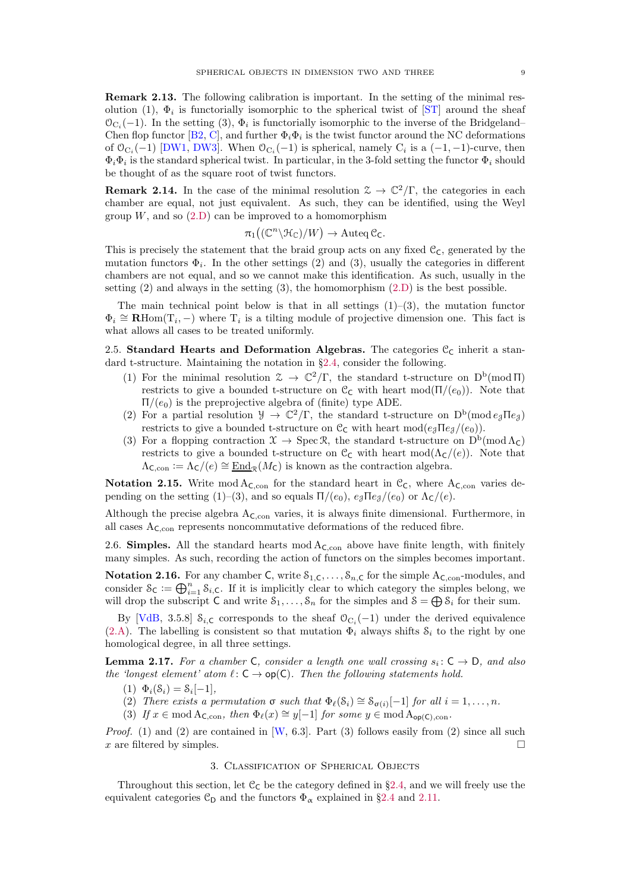**Remark 2.13.** The following calibration is important. In the setting of the minimal resolution (1), $\Phi_i$ is functorially isomorphic to the spherical twist of [ST] around the sheaf $\mathcal{O}_{\mathrm{C}_i}(-1)$. In the setting (3), $\Phi_i$ is functorially isomorphic to the inverse of the Bridgeland–Chen flop functor [B2, C], and further $\Phi_i\Phi_i$ is the twist functor around the NC deformations of $\mathcal{O}_{\mathrm{C}_i}(-1)$ [DW1, DW3]. When $\mathcal{O}_{\mathrm{C}_i}(-1)$ is spherical, namely $\mathrm{C}_i$ is a $(-1,-1)$-curve, then $\Phi_i\Phi_i$ is the standard spherical twist. In particular, in the 3-fold setting the functor $\Phi_i$ should be thought of as the square root of twist functors.

**Remark 2.14.** In the case of the minimal resolution $\mathcal{Z} \to \mathbb{C}^2/\Gamma$, the categories in each chamber are equal, not just equivalent. As such, they can be identified, using the Weyl group $W$, and so (2.D) can be improved to a homomorphism

$$\pi_1\big((\mathbb{C}^n \backslash \mathcal{H}_{\mathbb{C}})/W\big) \to \operatorname{Auteq} \mathcal{C}_{\mathsf{C}}.$$

This is precisely the statement that the braid group acts on any fixed $\mathcal{C}_{\mathsf{C}}$, generated by the mutation functors $\Phi_i$. In the other settings (2) and (3), usually the categories in different chambers are not equal, and so we cannot make this identification. As such, usually in the setting (2) and always in the setting (3), the homomorphism (2.D) is the best possible.

The main technical point below is that in all settings (1)–(3), the mutation functor $\Phi_i \cong \mathbf{R}\mathrm{Hom}(\mathrm{T}_i, -)$ where $\mathrm{T}_i$ is a tilting module of projective dimension one. This fact is what allows all cases to be treated uniformly.

2.5. **Standard Hearts and Deformation Algebras.** The categories $\mathcal{C}_{\mathsf{C}}$ inherit a standard t-structure. Maintaining the notation in §2.4, consider the following.

1. For the minimal resolution $\mathcal{Z} \to \mathbb{C}^2/\Gamma$, the standard t-structure on $\mathrm{D}^{\mathrm{b}}(\operatorname{mod} \Pi)$ restricts to give a bounded t-structure on $\mathcal{C}_{\mathsf{C}}$ with heart $\operatorname{mod}(\Pi/(e_0))$. Note that $\Pi/(e_0)$ is the preprojective algebra of (finite) type ADE.
2. For a partial resolution $\mathcal{Y} \to \mathbb{C}^2/\Gamma$, the standard t-structure on $\mathrm{D}^{\mathrm{b}}(\operatorname{mod} e_{\mathcal{J}}\Pi e_{\mathcal{J}})$ restricts to give a bounded t-structure on $\mathcal{C}_{\mathsf{C}}$ with heart $\operatorname{mod}(e_{\mathcal{J}}\Pi e_{\mathcal{J}}/(e_0))$.
3. For a flopping contraction $\mathcal{X} \to \operatorname{Spec} \mathcal{R}$, the standard t-structure on $\mathrm{D}^{\mathrm{b}}(\operatorname{mod} \Lambda_{\mathsf{C}})$ restricts to give a bounded t-structure on $\mathcal{C}_{\mathsf{C}}$ with heart $\operatorname{mod}(\Lambda_{\mathsf{C}}/(e))$. Note that $\Lambda_{\mathsf{C},\mathrm{con}} := \Lambda_{\mathsf{C}}/(e) \cong \underline{\operatorname{End}}_{\mathcal{R}}(M_{\mathsf{C}})$ is known as the contraction algebra.

**Notation 2.15.** Write $\operatorname{mod} \mathrm{A}_{\mathsf{C},\mathrm{con}}$ for the standard heart in $\mathcal{C}_{\mathsf{C}}$, where $\mathrm{A}_{\mathsf{C},\mathrm{con}}$ varies depending on the setting (1)–(3), and so equals $\Pi/(e_0)$, $e_{\mathcal{J}}\Pi e_{\mathcal{J}}/(e_0)$ or $\Lambda_{\mathsf{C}}/(e)$.

Although the precise algebra $\mathrm{A}_{\mathsf{C},\mathrm{con}}$ varies, it is always finite dimensional. Furthermore, in all cases $\mathrm{A}_{\mathsf{C},\mathrm{con}}$ represents noncommutative deformations of the reduced fibre.

2.6. **Simples.** All the standard hearts $\operatorname{mod} \mathrm{A}_{\mathsf{C},\mathrm{con}}$ above have finite length, with finitely many simples. As such, recording the action of functors on the simples becomes important.

**Notation 2.16.** For any chamber $\mathsf{C}$, write $\mathcal{S}_{1,\mathsf{C}}, \ldots, \mathcal{S}_{n,\mathsf{C}}$ for the simple $\mathrm{A}_{\mathsf{C},\mathrm{con}}$-modules, and consider $\mathcal{S}_{\mathsf{C}} := \bigoplus_{i=1}^n \mathcal{S}_{i,\mathsf{C}}$. If it is implicitly clear to which category the simples belong, we will drop the subscript $\mathsf{C}$ and write $\mathcal{S}_1, \ldots, \mathcal{S}_n$ for the simples and $\mathcal{S} = \bigoplus \mathcal{S}_i$ for their sum.

By [VdB, 3.5.8] $\mathcal{S}_{i,\mathsf{C}}$ corresponds to the sheaf $\mathcal{O}_{\mathrm{C}_i}(-1)$ under the derived equivalence (2.A). The labelling is consistent so that mutation $\Phi_i$ always shifts $\mathcal{S}_i$ to the right by one homological degree, in all three settings.

**Lemma 2.17.** *For a chamber $\mathsf{C}$, consider a length one wall crossing $s_i \colon \mathsf{C} \to \mathsf{D}$, and also the 'longest element' atom $\ell \colon \mathsf{C} \to \mathsf{op}(\mathsf{C})$. Then the following statements hold.*

1. $\Phi_i(\mathcal{S}_i) = \mathcal{S}_i[-1]$,
2. *There exists a permutation $\sigma$ such that $\Phi_\ell(\mathcal{S}_i) \cong \mathcal{S}_{\sigma(i)}[-1]$ for all $i = 1, \ldots, n$.*
3. *If $x \in \operatorname{mod} \mathrm{A}_{\mathsf{C},\mathrm{con}}$, then $\Phi_\ell(x) \cong y[-1]$ for some $y \in \operatorname{mod} \mathrm{A}_{\mathsf{op}(\mathsf{C}),\mathrm{con}}$.*

*Proof.* (1) and (2) are contained in [W, 6.3]. Part (3) follows easily from (2) since all such $x$ are filtered by simples. □

## 3. Classification of Spherical Objects

Throughout this section, let $\mathcal{C}_{\mathsf{C}}$ be the category defined in §2.4, and we will freely use the equivalent categories $\mathcal{C}_{\mathsf{D}}$ and the functors $\Phi_\alpha$ explained in §2.4 and 2.11.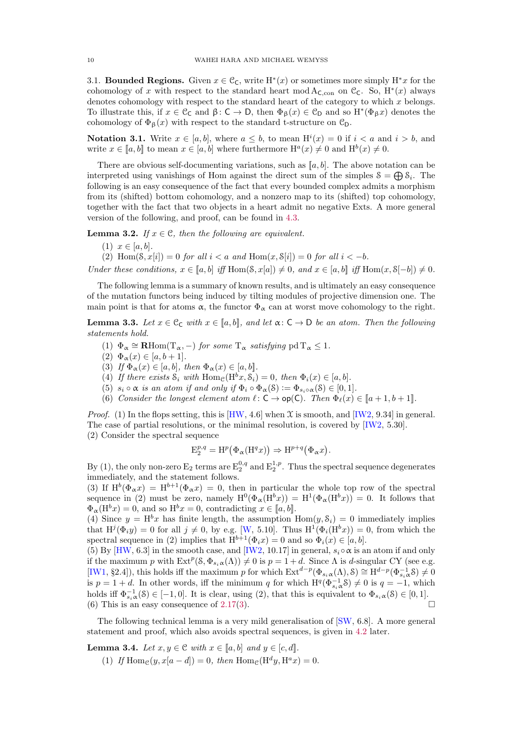### 3.1. Bounded Regions.

Given $x \in \mathcal{C}_{\mathsf{C}}$, write $\mathrm{H}^*(x)$ or sometimes more simply $\mathrm{H}^*x$ for the cohomology of $x$ with respect to the standard heart $\operatorname{mod} \mathrm{A}_{\mathsf{C},\mathrm{con}}$ on $\mathcal{C}_{\mathsf{C}}$. So, $\mathrm{H}^*(x)$ always denotes cohomology with respect to the standard heart of the category to which $x$ belongs. To illustrate this, if $x \in \mathcal{C}_{\mathsf{C}}$ and $\upbeta \colon \mathsf{C} \to \mathsf{D}$, then $\Phi_\upbeta(x) \in \mathcal{C}_{\mathsf{D}}$ and so $\mathrm{H}^*(\Phi_\upbeta x)$ denotes the cohomology of $\Phi_\upbeta(x)$ with respect to the standard t-structure on $\mathcal{C}_{\mathsf{D}}$.

**Notation 3.1.** Write $x \in [a,b]$, where $a \leq b$, to mean $\mathrm{H}^i(x) = 0$ if $i < a$ and $i > b$, and write $x \in [\![a,b]\!]$ to mean $x \in [a,b]$ where furthermore $\mathrm{H}^a(x) \neq 0$ and $\mathrm{H}^b(x) \neq 0$.

There are obvious self-documenting variations, such as $[\![a,b]$. The above notation can be interpreted using vanishings of Hom against the direct sum of the simples $\mathcal{S} = \bigoplus \mathcal{S}_i$. The following is an easy consequence of the fact that every bounded complex admits a morphism from its (shifted) bottom cohomology, and a nonzero map to its (shifted) top cohomology, together with the fact that two objects in a heart admit no negative Exts. A more general version of the following, and proof, can be found in 4.3.

**Lemma 3.2.** *If $x \in \mathcal{C}$, then the following are equivalent.*

1. $x \in [a,b]$.
2. $\operatorname{Hom}(\mathcal{S}, x[i]) = 0$ *for all* $i < a$ *and* $\operatorname{Hom}(x, \mathcal{S}[i]) = 0$ *for all* $i < -b$.

*Under these conditions,* $x \in [\![a,b]$ *iff* $\operatorname{Hom}(\mathcal{S}, x[a]) \neq 0$*, and* $x \in [a,b]\!]$ *iff* $\operatorname{Hom}(x, \mathcal{S}[-b]) \neq 0$.

The following lemma is a summary of known results, and is ultimately an easy consequence of the mutation functors being induced by tilting modules of projective dimension one. The main point is that for atoms $\upalpha$, the functor $\Phi_\upalpha$ can at worst move cohomology to the right.

**Lemma 3.3.** *Let $x \in \mathcal{C}_{\mathsf{C}}$ with $x \in [\![a,b]\!]$, and let $\upalpha \colon \mathsf{C} \to \mathsf{D}$ be an atom. Then the following statements hold.*

1. $\Phi_\upalpha \cong \mathbf{R}\mathrm{Hom}(\mathrm{T}_\upalpha, -)$ *for some* $\mathrm{T}_\upalpha$ *satisfying* $\operatorname{pd} \mathrm{T}_\upalpha \leq 1$.
2. $\Phi_\upalpha(x) \in [a, b+1]$.
3. *If* $\Phi_\upalpha(x) \in [a,b]$*, then* $\Phi_\upalpha(x) \in [\![a,b]\!]$.
4. *If there exists* $\mathcal{S}_i$ *with* $\operatorname{Hom}_{\mathcal{C}}(\mathrm{H}^b x, \mathcal{S}_i) = 0$*, then* $\Phi_i(x) \in [a,b]$.
5. $s_i \circ \upalpha$ *is an atom if and only if* $\Phi_i \circ \Phi_\upalpha(\mathcal{S}) := \Phi_{s_i \circ \upalpha}(\mathcal{S}) \in [0,1]$.
6. *Consider the longest element atom* $\ell \colon \mathsf{C} \to \mathsf{op}(\mathsf{C})$*. Then* $\Phi_\ell(x) \in [\![a+1, b+1]\!]$.

*Proof.* (1) In the flops setting, this is [HW, 4.6] when $\mathcal{X}$ is smooth, and [IW2, 9.34] in general. The case of partial resolutions, or the minimal resolution, is covered by [IW2, 5.30].
(2) Consider the spectral sequence

$$\mathrm{E}_2^{p,q} = \mathrm{H}^p\big(\Phi_\upalpha(\mathrm{H}^q x)\big) \Rightarrow \mathrm{H}^{p+q}\big(\Phi_\upalpha x\big).$$

By (1), the only non-zero $\mathrm{E}_2$ terms are $\mathrm{E}_2^{0,q}$ and $\mathrm{E}_2^{1,p}$. Thus the spectral sequence degenerates immediately, and the statement follows.
(3) If $\mathrm{H}^b(\Phi_\upalpha x) = \mathrm{H}^{b+1}(\Phi_\upalpha x) = 0$, then in particular the whole top row of the spectral sequence in (2) must be zero, namely $\mathrm{H}^0(\Phi_\upalpha(\mathrm{H}^b x)) = \mathrm{H}^1(\Phi_\upalpha(\mathrm{H}^b x)) = 0$. It follows that $\Phi_\upalpha(\mathrm{H}^b x) = 0$, and so $\mathrm{H}^b x = 0$, contradicting $x \in [\![a,b]\!]$.
(4) Since $y = \mathrm{H}^b x$ has finite length, the assumption $\operatorname{Hom}(y, \mathcal{S}_i) = 0$ immediately implies that $\mathrm{H}^j(\Phi_i y) = 0$ for all $j \neq 0$, by e.g. [W, 5.10]. Thus $\mathrm{H}^1(\Phi_i(\mathrm{H}^b x)) = 0$, from which the spectral sequence in (2) implies that $\mathrm{H}^{b+1}(\Phi_i x) = 0$ and so $\Phi_i(x) \in [a,b]$.
(5) By [HW, 6.3] in the smooth case, and [IW2, 10.17] in general, $s_i \circ \upalpha$ is an atom if and only if the maximum $p$ with $\operatorname{Ext}^p(\mathcal{S}, \Phi_{s_i\upalpha}(\Lambda)) \neq 0$ is $p = 1 + d$. Since $\Lambda$ is $d$-singular CY (see e.g. [IW1, §2.4]), this holds iff the maximum $p$ for which $\operatorname{Ext}^{d-p}(\Phi_{s_i\upalpha}(\Lambda), \mathcal{S}) \cong \mathrm{H}^{d-p}(\Phi_{s_i\upalpha}^{-1}\mathcal{S}) \neq 0$ is $p = 1 + d$. In other words, iff the minimum $q$ for which $\mathrm{H}^q(\Phi_{s_i\upalpha}^{-1}\mathcal{S}) \neq 0$ is $q = -1$, which holds iff $\Phi_{s_i\upalpha}^{-1}(\mathcal{S}) \in [-1, 0]$. It is clear, using (2), that this is equivalent to $\Phi_{s_i\upalpha}(\mathcal{S}) \in [0,1]$.
(6) This is an easy consequence of 2.17(3). $\square$

The following technical lemma is a very mild generalisation of [SW, 6.8]. A more general statement and proof, which also avoids spectral sequences, is given in 4.2 later.

**Lemma 3.4.** *Let $x, y \in \mathcal{C}$ with $x \in [\![a,b]$ and $y \in [c,d]\!]$.*

1. *If* $\operatorname{Hom}_{\mathcal{C}}(y, x[a-d]) = 0$*, then* $\operatorname{Hom}_{\mathcal{C}}(\mathrm{H}^d y, \mathrm{H}^a x) = 0$.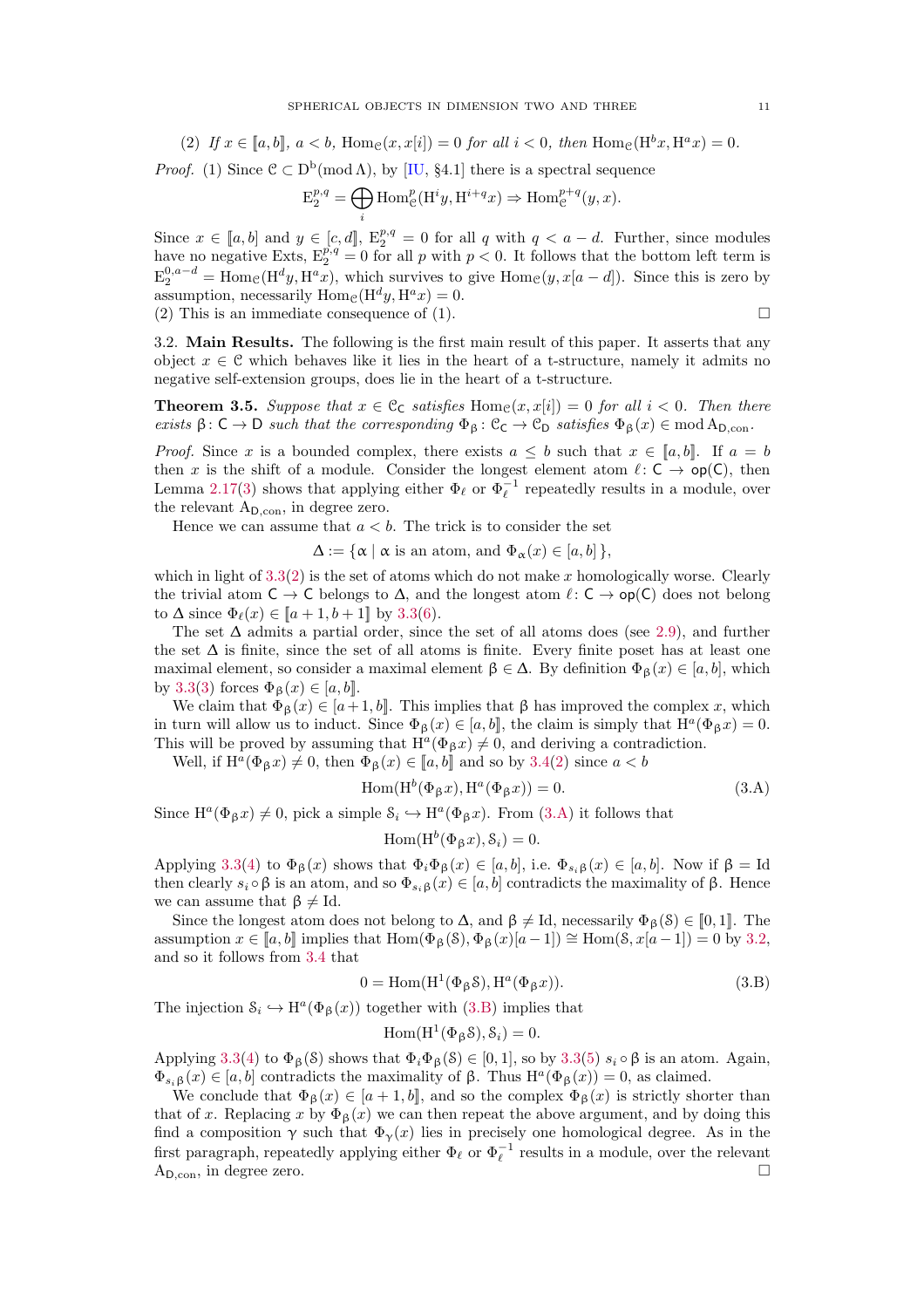(2) *If $x \in [\![a,b]\!]$, $a<b$, $\mathrm{Hom}_{\mathcal{C}}(x,x[i])=0$ for all $i<0$, then $\mathrm{Hom}_{\mathcal{C}}(\mathrm{H}^b x, \mathrm{H}^a x)=0$.*

*Proof.* (1) Since $\mathcal{C}\subset \mathrm{D^b}(\mathrm{mod}\,\Lambda)$, by [IU, §4.1] there is a spectral sequence

$$\mathrm{E}_2^{p,q}=\bigoplus_i \mathrm{Hom}^p_{\mathcal{C}}(\mathrm{H}^i y, \mathrm{H}^{i+q}x)\Rightarrow \mathrm{Hom}^{p+q}_{\mathcal{C}}(y,x).$$

Since $x\in [\![a,b]$ and $y\in [c,d]\!]$, $\mathrm{E}_2^{p,q}=0$ for all $q$ with $q<a-d$. Further, since modules have no negative Exts, $\mathrm{E}_2^{p,q}=0$ for all $p$ with $p<0$. It follows that the bottom left term is $\mathrm{E}_2^{0,a-d}=\mathrm{Hom}_{\mathcal{C}}(\mathrm{H}^d y, \mathrm{H}^a x)$, which survives to give $\mathrm{Hom}_{\mathcal{C}}(y, x[a-d])$. Since this is zero by assumption, necessarily $\mathrm{Hom}_{\mathcal{C}}(\mathrm{H}^d y,\mathrm{H}^a x)=0$.
(2) This is an immediate consequence of (1). □

3.2. **Main Results.** The following is the first main result of this paper. It asserts that any object $x\in\mathcal{C}$ which behaves like it lies in the heart of a t-structure, namely it admits no negative self-extension groups, does lie in the heart of a t-structure.

**Theorem 3.5.** *Suppose that $x\in\mathcal{C}_{\mathsf{C}}$ satisfies $\mathrm{Hom}_{\mathcal{C}}(x,x[i])=0$ for all $i<0$. Then there exists $\beta\colon \mathsf{C}\to\mathsf{D}$ such that the corresponding $\Phi_\beta\colon\mathcal{C}_{\mathsf{C}}\to\mathcal{C}_{\mathsf{D}}$ satisfies $\Phi_\beta(x)\in\mathrm{mod}\,\mathrm{A}_{\mathsf{D},\mathrm{con}}$.*

*Proof.* Since $x$ is a bounded complex, there exists $a\leq b$ such that $x\in[\![a,b]\!]$. If $a=b$ then $x$ is the shift of a module. Consider the longest element atom $\ell\colon\mathsf{C}\to\mathsf{op}(\mathsf{C})$, then Lemma 2.17(3) shows that applying either $\Phi_\ell$ or $\Phi_\ell^{-1}$ repeatedly results in a module, over the relevant $\mathrm{A}_{\mathsf{D},\mathrm{con}}$, in degree zero.

Hence we can assume that $a<b$. The trick is to consider the set

$$\Delta:=\{\alpha\mid \alpha \text{ is an atom, and } \Phi_\alpha(x)\in[a,b]\,\},$$

which in light of 3.3(2) is the set of atoms which do not make $x$ homologically worse. Clearly the trivial atom $\mathsf{C}\to\mathsf{C}$ belongs to $\Delta$, and the longest atom $\ell\colon\mathsf{C}\to\mathsf{op}(\mathsf{C})$ does not belong to $\Delta$ since $\Phi_\ell(x)\in[\![a+1,b+1]\!]$ by 3.3(6).

The set $\Delta$ admits a partial order, since the set of all atoms does (see 2.9), and further the set $\Delta$ is finite, since the set of all atoms is finite. Every finite poset has at least one maximal element, so consider a maximal element $\beta\in\Delta$. By definition $\Phi_\beta(x)\in[a,b]$, which by 3.3(3) forces $\Phi_\beta(x)\in[a,b]\!]$.

We claim that $\Phi_\beta(x)\in[a+1,b]\!]$. This implies that $\beta$ has improved the complex $x$, which in turn will allow us to induct. Since $\Phi_\beta(x)\in[a,b]\!]$, the claim is simply that $\mathrm{H}^a(\Phi_\beta x)=0$. This will be proved by assuming that $\mathrm{H}^a(\Phi_\beta x)\neq 0$, and deriving a contradiction.

Well, if $\mathrm{H}^a(\Phi_\beta x)\neq0$, then $\Phi_\beta(x)\in[\![a,b]\!]$ and so by 3.4(2) since $a<b$

$$\mathrm{Hom}(\mathrm{H}^b(\Phi_\beta x),\mathrm{H}^a(\Phi_\beta x))=0. \tag{3.A}$$

Since $\mathrm{H}^a(\Phi_\beta x)\neq0$, pick a simple $\mathcal{S}_i\hookrightarrow\mathrm{H}^a(\Phi_\beta x)$. From (3.A) it follows that

$$\mathrm{Hom}(\mathrm{H}^b(\Phi_\beta x),\mathcal{S}_i)=0.$$

Applying 3.3(4) to $\Phi_\beta(x)$ shows that $\Phi_i\Phi_\beta(x)\in[a,b]$, i.e. $\Phi_{s_i\beta}(x)\in[a,b]$. Now if $\beta=\mathrm{Id}$ then clearly $s_i\circ\beta$ is an atom, and so $\Phi_{s_i\beta}(x)\in[a,b]$ contradicts the maximality of $\beta$. Hence we can assume that $\beta\neq\mathrm{Id}$.

Since the longest atom does not belong to $\Delta$, and $\beta\neq\mathrm{Id}$, necessarily $\Phi_\beta(\mathcal{S})\in[\![0,1]\!]$. The assumption $x\in[\![a,b]\!]$ implies that $\mathrm{Hom}(\Phi_\beta(\mathcal{S}),\Phi_\beta(x)[a-1])\cong\mathrm{Hom}(\mathcal{S},x[a-1])=0$ by 3.2, and so it follows from 3.4 that

$$0=\mathrm{Hom}(\mathrm{H}^1(\Phi_\beta\mathcal{S}),\mathrm{H}^a(\Phi_\beta x)). \tag{3.B}$$

The injection $\mathcal{S}_i\hookrightarrow\mathrm{H}^a(\Phi_\beta(x))$ together with (3.B) implies that

$$\mathrm{Hom}(\mathrm{H}^1(\Phi_\beta\mathcal{S}),\mathcal{S}_i)=0.$$

Applying 3.3(4) to $\Phi_\beta(\mathcal{S})$ shows that $\Phi_i\Phi_\beta(\mathcal{S})\in[0,1]$, so by 3.3(5) $s_i\circ\beta$ is an atom. Again, $\Phi_{s_i\beta}(x)\in[a,b]$ contradicts the maximality of $\beta$. Thus $\mathrm{H}^a(\Phi_\beta(x))=0$, as claimed.

We conclude that $\Phi_\beta(x)\in[a+1,b]\!]$, and so the complex $\Phi_\beta(x)$ is strictly shorter than that of $x$. Replacing $x$ by $\Phi_\beta(x)$ we can then repeat the above argument, and by doing this find a composition $\gamma$ such that $\Phi_\gamma(x)$ lies in precisely one homological degree. As in the first paragraph, repeatedly applying either $\Phi_\ell$ or $\Phi_\ell^{-1}$ results in a module, over the relevant $\mathrm{A}_{\mathsf{D},\mathrm{con}}$, in degree zero. □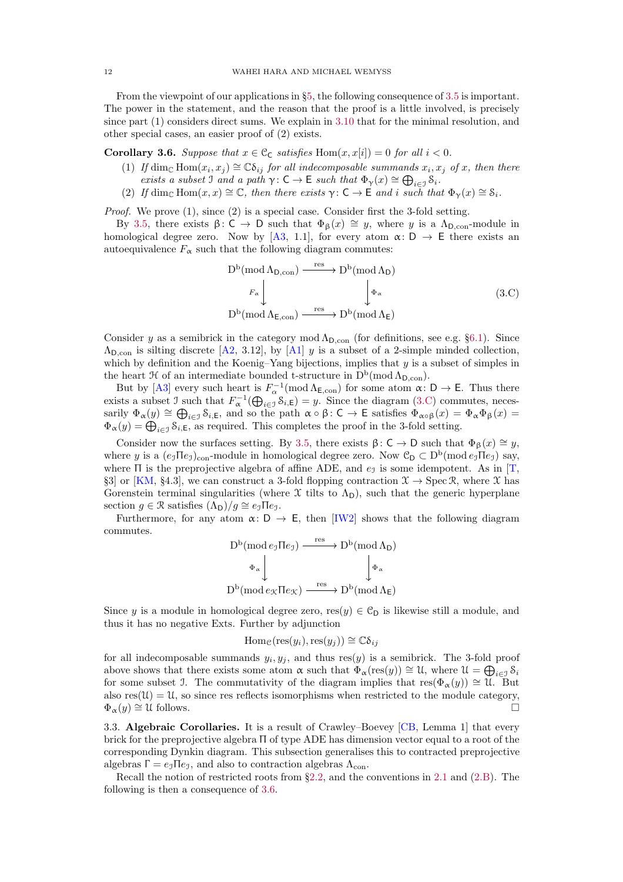From the viewpoint of our applications in §5, the following consequence of 3.5 is important. The power in the statement, and the reason that the proof is a little involved, is precisely since part (1) considers direct sums. We explain in 3.10 that for the minimal resolution, and other special cases, an easier proof of (2) exists.

**Corollary 3.6.** *Suppose that $x \in \mathcal{C}_{\mathsf{C}}$ satisfies $\operatorname{Hom}(x, x[i]) = 0$ for all $i < 0$.*

1. *If $\dim_{\mathbb{C}} \operatorname{Hom}(x_i, x_j) \cong \mathbb{C}\delta_{ij}$ for all indecomposable summands $x_i, x_j$ of $x$, then there exists a subset $\mathcal{I}$ and a path $\upgamma\colon \mathsf{C} \to \mathsf{E}$ such that $\Phi_{\upgamma}(x) \cong \bigoplus_{i \in \mathcal{I}} \mathcal{S}_i$.*
2. *If $\dim_{\mathbb{C}} \operatorname{Hom}(x, x) \cong \mathbb{C}$, then there exists $\upgamma\colon \mathsf{C} \to \mathsf{E}$ and $i$ such that $\Phi_{\upgamma}(x) \cong \mathcal{S}_i$.*

*Proof.* We prove (1), since (2) is a special case. Consider first the 3-fold setting.

By 3.5, there exists $\upbeta\colon \mathsf{C} \to \mathsf{D}$ such that $\Phi_{\upbeta}(x) \cong y$, where $y$ is a $\Lambda_{\mathsf{D},\mathrm{con}}$-module in homological degree zero. Now by [A3, 1.1], for every atom $\upalpha\colon \mathsf{D} \to \mathsf{E}$ there exists an autoequivalence $F_{\upalpha}$ such that the following diagram commutes:

$$\begin{array}{ccc} \mathrm{D}^{\mathrm{b}}(\operatorname{mod}\Lambda_{\mathsf{D},\mathrm{con}}) & \xrightarrow{\mathrm{res}} & \mathrm{D}^{\mathrm{b}}(\operatorname{mod}\Lambda_{\mathsf{D}}) \\ \downarrow{\scriptstyle F_{\upalpha}} & & \downarrow{\scriptstyle \Phi_{\upalpha}} \\ \mathrm{D}^{\mathrm{b}}(\operatorname{mod}\Lambda_{\mathsf{E},\mathrm{con}}) & \xrightarrow{\mathrm{res}} & \mathrm{D}^{\mathrm{b}}(\operatorname{mod}\Lambda_{\mathsf{E}}) \end{array} \tag{3.C}$$

Consider $y$ as a semibrick in the category $\operatorname{mod}\Lambda_{\mathsf{D},\mathrm{con}}$ (for definitions, see e.g. §6.1). Since $\Lambda_{\mathsf{D},\mathrm{con}}$ is silting discrete [A2, 3.12], by [A1] $y$ is a subset of a 2-simple minded collection, which by definition and the Koenig–Yang bijections, implies that $y$ is a subset of simples in the heart $\mathcal{H}$ of an intermediate bounded t-structure in $\mathrm{D}^{\mathrm{b}}(\operatorname{mod}\Lambda_{\mathsf{D},\mathrm{con}})$.

But by [A3] every such heart is $F_{\upalpha}^{-1}(\operatorname{mod}\Lambda_{\mathsf{E},\mathrm{con}})$ for some atom $\upalpha\colon \mathsf{D} \to \mathsf{E}$. Thus there exists a subset $\mathcal{I}$ such that $F_{\upalpha}^{-1}(\bigoplus_{i\in\mathcal{I}} \mathcal{S}_{i,\mathsf{E}}) = y$. Since the diagram (3.C) commutes, necessarily $\Phi_{\upalpha}(y) \cong \bigoplus_{i\in\mathcal{I}} \mathcal{S}_{i,\mathsf{E}}$, and so the path $\upalpha \circ \upbeta\colon \mathsf{C} \to \mathsf{E}$ satisfies $\Phi_{\upalpha\circ\upbeta}(x) = \Phi_{\upalpha}\Phi_{\upbeta}(x) = \Phi_{\upalpha}(y) = \bigoplus_{i\in\mathcal{I}} \mathcal{S}_{i,\mathsf{E}}$, as required. This completes the proof in the 3-fold setting.

Consider now the surfaces setting. By 3.5, there exists $\upbeta\colon \mathsf{C} \to \mathsf{D}$ such that $\Phi_{\upbeta}(x) \cong y$, where $y$ is a $(e_{\mathcal{I}}\Pi e_{\mathcal{I}})_{\mathrm{con}}$-module in homological degree zero. Now $\mathcal{C}_{\mathsf{D}} \subset \mathrm{D}^{\mathrm{b}}(\operatorname{mod} e_{\mathcal{I}}\Pi e_{\mathcal{I}})$ say, where $\Pi$ is the preprojective algebra of affine ADE, and $e_{\mathcal{I}}$ is some idempotent. As in [T, §3] or [KM, §4.3], we can construct a 3-fold flopping contraction $\mathcal{X} \to \operatorname{Spec}\mathcal{R}$, where $\mathcal{X}$ has Gorenstein terminal singularities (where $\mathcal{X}$ tilts to $\Lambda_{\mathsf{D}}$), such that the generic hyperplane section $g \in \mathcal{R}$ satisfies $(\Lambda_{\mathsf{D}})/g \cong e_{\mathcal{I}}\Pi e_{\mathcal{I}}$.

Furthermore, for any atom $\upalpha\colon \mathsf{D} \to \mathsf{E}$, then [IW2] shows that the following diagram commutes.

$$\begin{array}{ccc} \mathrm{D}^{\mathrm{b}}(\operatorname{mod} e_{\mathcal{I}}\Pi e_{\mathcal{I}}) & \xrightarrow{\mathrm{res}} & \mathrm{D}^{\mathrm{b}}(\operatorname{mod}\Lambda_{\mathsf{D}}) \\ \downarrow{\scriptstyle \Phi_{\upalpha}} & & \downarrow{\scriptstyle \Phi_{\upalpha}} \\ \mathrm{D}^{\mathrm{b}}(\operatorname{mod} e_{\mathcal{K}}\Pi e_{\mathcal{K}}) & \xrightarrow{\mathrm{res}} & \mathrm{D}^{\mathrm{b}}(\operatorname{mod}\Lambda_{\mathsf{E}}) \end{array}$$

Since $y$ is a module in homological degree zero, $\mathrm{res}(y) \in \mathcal{C}_{\mathsf{D}}$ is likewise still a module, and thus it has no negative Exts. Further by adjunction

$$\operatorname{Hom}_{\mathcal{C}}(\mathrm{res}(y_i), \mathrm{res}(y_j)) \cong \mathbb{C}\delta_{ij}$$

for all indecomposable summands $y_i, y_j$, and thus $\mathrm{res}(y)$ is a semibrick. The 3-fold proof above shows that there exists some atom $\upalpha$ such that $\Phi_{\upalpha}(\mathrm{res}(y)) \cong \mathcal{U}$, where $\mathcal{U} = \bigoplus_{i\in\mathcal{J}} \mathcal{S}_i$ for some subset $\mathcal{J}$. The commutativity of the diagram implies that $\mathrm{res}(\Phi_{\upalpha}(y)) \cong \mathcal{U}$. But also $\mathrm{res}(\mathcal{U}) = \mathcal{U}$, so since res reflects isomorphisms when restricted to the module category, $\Phi_{\upalpha}(y) \cong \mathcal{U}$ follows. $\square$

3.3. **Algebraic Corollaries.** It is a result of Crawley–Boevey [CB, Lemma 1] that every brick for the preprojective algebra $\Pi$ of type ADE has dimension vector equal to a root of the corresponding Dynkin diagram. This subsection generalises this to contracted preprojective algebras $\Gamma = e_{\mathcal{J}}\Pi e_{\mathcal{J}}$, and also to contraction algebras $\Lambda_{\mathrm{con}}$.

Recall the notion of restricted roots from §2.2, and the conventions in 2.1 and (2.B). The following is then a consequence of 3.6.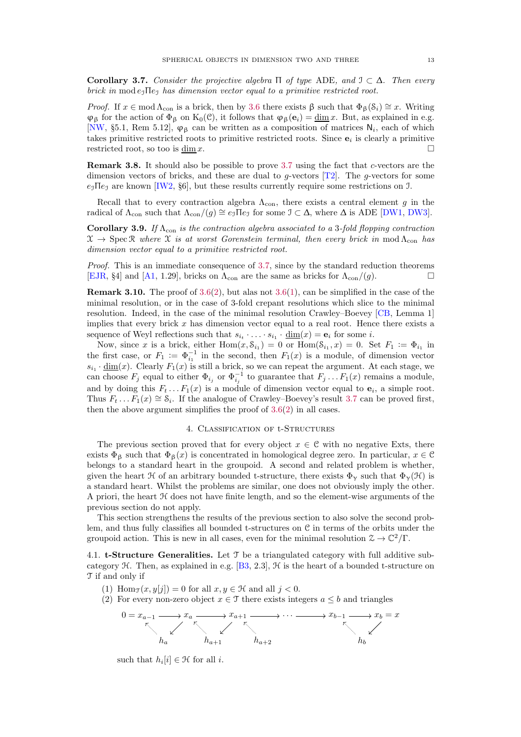**Corollary 3.7.** *Consider the projective algebra $\Pi$ of type ADE, and $\mathcal{J} \subset \Delta$. Then every brick in $\operatorname{mod} e_{\mathcal{J}}\Pi e_{\mathcal{J}}$ has dimension vector equal to a primitive restricted root.*

*Proof.* If $x \in \operatorname{mod}\Lambda_{\mathrm{con}}$ is a brick, then by 3.6 there exists $\upbeta$ such that $\Phi_{\upbeta}(\mathcal{S}_i) \cong x$. Writing $\varphi_{\upbeta}$ for the action of $\Phi_{\upbeta}$ on $\mathrm{K}_0(\mathcal{C})$, it follows that $\varphi_{\upbeta}(\mathbf{e}_i) = \underline{\dim}\, x$. But, as explained in e.g. [NW, §5.1, Rem 5.12], $\varphi_{\upbeta}$ can be written as a composition of matrices $\mathsf{N}_i$, each of which takes primitive restricted roots to primitive restricted roots. Since $\mathbf{e}_i$ is clearly a primitive restricted root, so too is $\underline{\dim}\, x$. □

**Remark 3.8.** It should also be possible to prove 3.7 using the fact that $c$-vectors are the dimension vectors of bricks, and these are dual to $g$-vectors [T2]. The $g$-vectors for some $e_{\mathcal{J}}\Pi e_{\mathcal{J}}$ are known [IW2, §6], but these results currently require some restrictions on $\mathcal{J}$.

Recall that to every contraction algebra $\Lambda_{\mathrm{con}}$, there exists a central element $g$ in the radical of $\Lambda_{\mathrm{con}}$ such that $\Lambda_{\mathrm{con}}/(g) \cong e_{\mathcal{J}}\Pi e_{\mathcal{J}}$ for some $\mathcal{J} \subset \Delta$, where $\Delta$ is ADE [DW1, DW3].

**Corollary 3.9.** *If $\Lambda_{\mathrm{con}}$ is the contraction algebra associated to a 3-fold flopping contraction $\mathcal{X} \to \operatorname{Spec}\mathcal{R}$ where $\mathcal{X}$ is at worst Gorenstein terminal, then every brick in $\operatorname{mod}\Lambda_{\mathrm{con}}$ has dimension vector equal to a primitive restricted root.*

*Proof.* This is an immediate consequence of 3.7, since by the standard reduction theorems [EJR, §4] and [A1, 1.29], bricks on $\Lambda_{\mathrm{con}}$ are the same as bricks for $\Lambda_{\mathrm{con}}/(g)$. □

**Remark 3.10.** The proof of 3.6(2), but alas not 3.6(1), can be simplified in the case of the minimal resolution, or in the case of 3-fold crepant resolutions which slice to the minimal resolution. Indeed, in the case of the minimal resolution Crawley–Boevey [CB, Lemma 1] implies that every brick $x$ has dimension vector equal to a real root. Hence there exists a sequence of Weyl reflections such that $s_{i_t} \cdot \ldots \cdot s_{i_1} \cdot \underline{\dim}(x) = \mathbf{e}_i$ for some $i$.

Now, since $x$ is a brick, either $\operatorname{Hom}(x, \mathcal{S}_{i_1}) = 0$ or $\operatorname{Hom}(\mathcal{S}_{i_1}, x) = 0$. Set $F_1 := \Phi_{i_1}$ in the first case, or $F_1 := \Phi_{i_1}^{-1}$ in the second, then $F_1(x)$ is a module, of dimension vector $s_{i_1} \cdot \underline{\dim}(x)$. Clearly $F_1(x)$ is still a brick, so we can repeat the argument. At each stage, we can choose $F_j$ equal to either $\Phi_{i_j}$ or $\Phi_{i_j}^{-1}$ to guarantee that $F_j \ldots F_1(x)$ remains a module, and by doing this $F_t \ldots F_1(x)$ is a module of dimension vector equal to $\mathbf{e}_i$, a simple root. Thus $F_t \ldots F_1(x) \cong \mathcal{S}_i$. If the analogue of Crawley–Boevey's result 3.7 can be proved first, then the above argument simplifies the proof of 3.6(2) in all cases.

## 4. Classification of t-Structures

The previous section proved that for every object $x \in \mathcal{C}$ with no negative Exts, there exists $\Phi_{\upbeta}$ such that $\Phi_{\upbeta}(x)$ is concentrated in homological degree zero. In particular, $x \in \mathcal{C}$ belongs to a standard heart in the groupoid. A second and related problem is whether, given the heart $\mathcal{H}$ of an arbitrary bounded t-structure, there exists $\Phi_{\upgamma}$ such that $\Phi_{\upgamma}(\mathcal{H})$ is a standard heart. Whilst the problems are similar, one does not obviously imply the other. A priori, the heart $\mathcal{H}$ does not have finite length, and so the element-wise arguments of the previous section do not apply.

This section strengthens the results of the previous section to also solve the second problem, and thus fully classifies all bounded t-structures on $\mathcal{C}$ in terms of the orbits under the groupoid action. This is new in all cases, even for the minimal resolution $\mathcal{Z} \to \mathbb{C}^2/\Gamma$.

### 4.1. t-Structure Generalities.

Let $\mathcal{T}$ be a triangulated category with full additive subcategory $\mathcal{H}$. Then, as explained in e.g. [B3, 2.3], $\mathcal{H}$ is the heart of a bounded t-structure on $\mathcal{T}$ if and only if

1. $\operatorname{Hom}_{\mathcal{T}}(x, y[j]) = 0$ for all $x, y \in \mathcal{H}$ and all $j < 0$.
2. For every non-zero object $x \in \mathcal{T}$ there exists integers $a \leq b$ and triangles

$$0 = x_{a-1} \longrightarrow x_a \longrightarrow x_{a+1} \longrightarrow \cdots \longrightarrow x_{b-1} \longrightarrow x_b = x$$

with $h_a, h_{a+1}, h_{a+2}, \ldots, h_b$ as the third terms of the triangles, such that $h_i[i] \in \mathcal{H}$ for all $i$.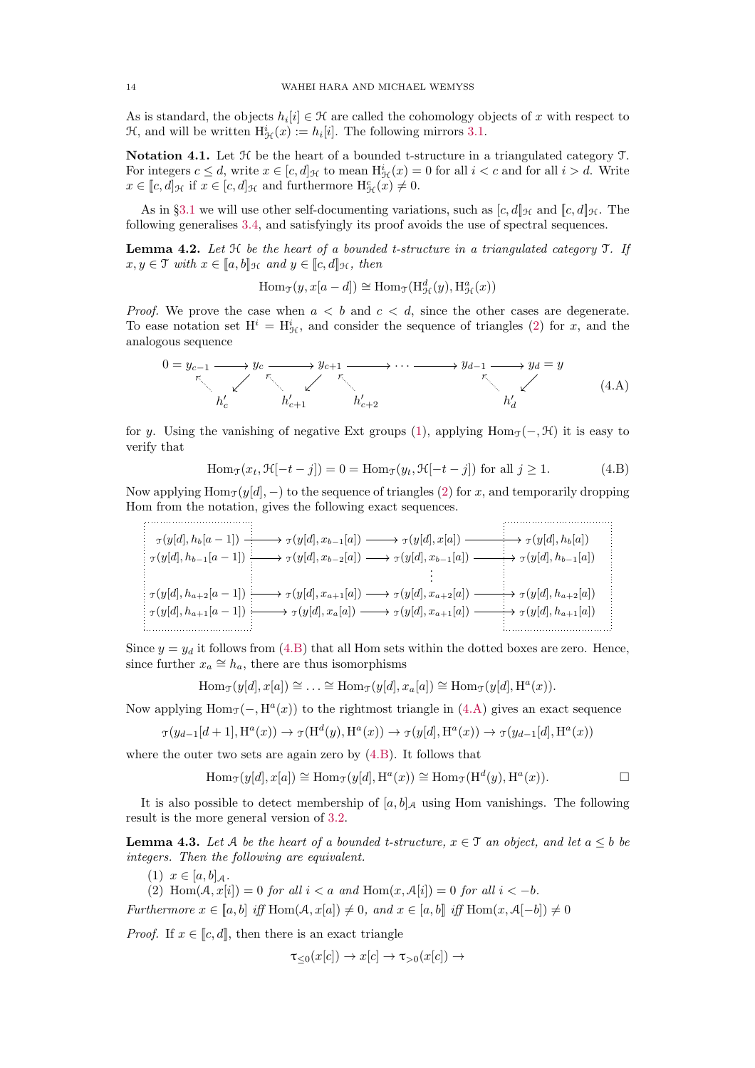As is standard, the objects $h_i[i] \in \mathcal{H}$ are called the cohomology objects of $x$ with respect to $\mathcal{H}$, and will be written $\mathrm{H}^i_{\mathcal{H}}(x) := h_i[i]$. The following mirrors 3.1.

**Notation 4.1.** Let $\mathcal{H}$ be the heart of a bounded t-structure in a triangulated category $\mathcal{T}$. For integers $c \leq d$, write $x \in [c,d]_{\mathcal{H}}$ to mean $\mathrm{H}^i_{\mathcal{H}}(x) = 0$ for all $i < c$ and for all $i > d$. Write $x \in [\![c,d]_{\mathcal{H}}$ if $x \in [c,d]_{\mathcal{H}}$ and furthermore $\mathrm{H}^c_{\mathcal{H}}(x) \neq 0$.

As in §3.1 we will use other self-documenting variations, such as $[c,d]\!]_{\mathcal{H}}$ and $[\![c,d]\!]_{\mathcal{H}}$. The following generalises 3.4, and satisfyingly its proof avoids the use of spectral sequences.

**Lemma 4.2.** *Let $\mathcal{H}$ be the heart of a bounded t-structure in a triangulated category $\mathcal{T}$. If $x, y \in \mathcal{T}$ with $x \in [\![a,b]\!]_{\mathcal{H}}$ and $y \in [\![c,d]\!]_{\mathcal{H}}$, then*

$$\mathrm{Hom}_{\mathcal{T}}(y, x[a-d]) \cong \mathrm{Hom}_{\mathcal{T}}(\mathrm{H}^d_{\mathcal{H}}(y), \mathrm{H}^a_{\mathcal{H}}(x))$$

*Proof.* We prove the case when $a < b$ and $c < d$, since the other cases are degenerate. To ease notation set $\mathrm{H}^i = \mathrm{H}^i_{\mathcal{H}}$, and consider the sequence of triangles (2) for $x$, and the analogous sequence

$$\begin{array}{ccccccccccc}
0 = y_{c-1} & \longrightarrow & y_c & \longrightarrow & y_{c+1} & \longrightarrow & \cdots & \longrightarrow & y_{d-1} & \longrightarrow & y_d = y \\
 & h'_c & & h'_{c+1} & & h'_{c+2} & & & & h'_d &
\end{array} \tag{4.A}$$

for $y$. Using the vanishing of negative Ext groups (1), applying $\mathrm{Hom}_{\mathcal{T}}(-,\mathcal{H})$ it is easy to verify that

$$\mathrm{Hom}_{\mathcal{T}}(x_t, \mathcal{H}[-t-j]) = 0 = \mathrm{Hom}_{\mathcal{T}}(y_t, \mathcal{H}[-t-j]) \text{ for all } j \geq 1. \tag{4.B}$$

Now applying $\mathrm{Hom}_{\mathcal{T}}(y[d],-)$ to the sequence of triangles (2) for $x$, and temporarily dropping Hom from the notation, gives the following exact sequences.

$$\begin{array}{ccccccc}
{}_{\mathcal{T}}(y[d], h_b[a-1]) & \to & {}_{\mathcal{T}}(y[d], x_{b-1}[a]) & \to & {}_{\mathcal{T}}(y[d], x[a]) & \to & {}_{\mathcal{T}}(y[d], h_b[a]) \\
{}_{\mathcal{T}}(y[d], h_{b-1}[a-1]) & \to & {}_{\mathcal{T}}(y[d], x_{b-2}[a]) & \to & {}_{\mathcal{T}}(y[d], x_{b-1}[a]) & \to & {}_{\mathcal{T}}(y[d], h_{b-1}[a]) \\
 & & & & \vdots & & \\
{}_{\mathcal{T}}(y[d], h_{a+2}[a-1]) & \to & {}_{\mathcal{T}}(y[d], x_{a+1}[a]) & \to & {}_{\mathcal{T}}(y[d], x_{a+2}[a]) & \to & {}_{\mathcal{T}}(y[d], h_{a+2}[a]) \\
{}_{\mathcal{T}}(y[d], h_{a+1}[a-1]) & \to & {}_{\mathcal{T}}(y[d], x_a[a]) & \to & {}_{\mathcal{T}}(y[d], x_{a+1}[a]) & \to & {}_{\mathcal{T}}(y[d], h_{a+1}[a])
\end{array}$$

Since $y = y_d$ it follows from (4.B) that all Hom sets within the dotted boxes are zero. Hence, since further $x_a \cong h_a$, there are thus isomorphisms

$$\mathrm{Hom}_{\mathcal{T}}(y[d], x[a]) \cong \ldots \cong \mathrm{Hom}_{\mathcal{T}}(y[d], x_a[a]) \cong \mathrm{Hom}_{\mathcal{T}}(y[d], \mathrm{H}^a(x)).$$

Now applying $\mathrm{Hom}_{\mathcal{T}}(-, \mathrm{H}^a(x))$ to the rightmost triangle in (4.A) gives an exact sequence

$${}_{\mathcal{T}}(y_{d-1}[d+1], \mathrm{H}^a(x)) \to {}_{\mathcal{T}}(\mathrm{H}^d(y), \mathrm{H}^a(x)) \to {}_{\mathcal{T}}(y[d], \mathrm{H}^a(x)) \to {}_{\mathcal{T}}(y_{d-1}[d], \mathrm{H}^a(x))$$

where the outer two sets are again zero by (4.B). It follows that

$$\mathrm{Hom}_{\mathcal{T}}(y[d], x[a]) \cong \mathrm{Hom}_{\mathcal{T}}(y[d], \mathrm{H}^a(x)) \cong \mathrm{Hom}_{\mathcal{T}}(\mathrm{H}^d(y), \mathrm{H}^a(x)). \qquad \square$$

It is also possible to detect membership of $[a,b]_{\mathcal{A}}$ using Hom vanishings. The following result is the more general version of 3.2.

**Lemma 4.3.** *Let $\mathcal{A}$ be the heart of a bounded t-structure, $x \in \mathcal{T}$ an object, and let $a \leq b$ be integers. Then the following are equivalent.*

1. $x \in [a,b]_{\mathcal{A}}$.
2. $\mathrm{Hom}(\mathcal{A}, x[i]) = 0$ *for all* $i < a$ *and* $\mathrm{Hom}(x, \mathcal{A}[i]) = 0$ *for all* $i < -b$.

*Furthermore $x \in [\![a,b]$ iff $\mathrm{Hom}(\mathcal{A}, x[a]) \neq 0$, and $x \in [a,b]\!]$ iff $\mathrm{Hom}(x, \mathcal{A}[-b]) \neq 0$*

*Proof.* If $x \in [\![c,d]\!]$, then there is an exact triangle

$$\tau_{\leq 0}(x[c]) \to x[c] \to \tau_{>0}(x[c]) \to$$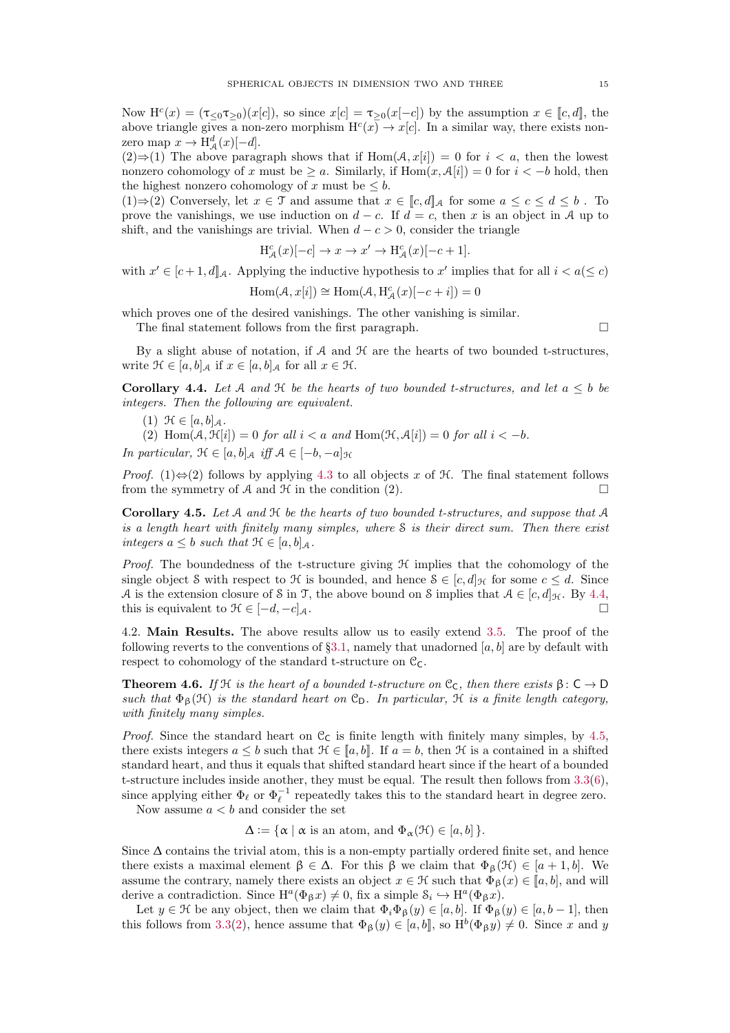Now $\mathrm{H}^c(x) = (\tau_{\leq 0}\tau_{\geq 0})(x[c])$, so since $x[c] = \tau_{\geq 0}(x[-c])$ by the assumption $x \in [\![c,d]\!]$, the above triangle gives a non-zero morphism $\mathrm{H}^c(x) \to x[c]$. In a similar way, there exists non-zero map $x \to \mathrm{H}^d_{\mathcal{A}}(x)[-d]$.

(2)⇒(1) The above paragraph shows that if $\mathrm{Hom}(\mathcal{A}, x[i]) = 0$ for $i < a$, then the lowest nonzero cohomology of $x$ must be $\geq a$. Similarly, if $\mathrm{Hom}(x, \mathcal{A}[i]) = 0$ for $i < -b$ hold, then the highest nonzero cohomology of $x$ must be $\leq b$.

(1)⇒(2) Conversely, let $x \in \mathcal{T}$ and assume that $x \in [\![c,d]\!]_{\mathcal{A}}$ for some $a \leq c \leq d \leq b$ . To prove the vanishings, we use induction on $d - c$. If $d = c$, then $x$ is an object in $\mathcal{A}$ up to shift, and the vanishings are trivial. When $d - c > 0$, consider the triangle

$$\mathrm{H}^c_{\mathcal{A}}(x)[-c] \to x \to x' \to \mathrm{H}^c_{\mathcal{A}}(x)[-c+1].$$

with $x' \in [c+1, d]\!]_{\mathcal{A}}$. Applying the inductive hypothesis to $x'$ implies that for all $i < a (\leq c)$

$$\mathrm{Hom}(\mathcal{A}, x[i]) \cong \mathrm{Hom}(\mathcal{A}, \mathrm{H}^c_{\mathcal{A}}(x)[-c+i]) = 0$$

which proves one of the desired vanishings. The other vanishing is similar.

The final statement follows from the first paragraph. □

By a slight abuse of notation, if $\mathcal{A}$ and $\mathcal{H}$ are the hearts of two bounded t-structures, write $\mathcal{H} \in [a,b]_{\mathcal{A}}$ if $x \in [a,b]_{\mathcal{A}}$ for all $x \in \mathcal{H}$.

**Corollary 4.4.** *Let $\mathcal{A}$ and $\mathcal{H}$ be the hearts of two bounded t-structures, and let $a \leq b$ be integers. Then the following are equivalent.*

1. $\mathcal{H} \in [a,b]_{\mathcal{A}}$.
2. $\mathrm{Hom}(\mathcal{A}, \mathcal{H}[i]) = 0$ *for all* $i < a$ *and* $\mathrm{Hom}(\mathcal{H}, \mathcal{A}[i]) = 0$ *for all* $i < -b$.

*In particular,* $\mathcal{H} \in [a,b]_{\mathcal{A}}$ *iff* $\mathcal{A} \in [-b,-a]_{\mathcal{H}}$

*Proof.* (1)⇔(2) follows by applying 4.3 to all objects $x$ of $\mathcal{H}$. The final statement follows from the symmetry of $\mathcal{A}$ and $\mathcal{H}$ in the condition (2). □

**Corollary 4.5.** *Let $\mathcal{A}$ and $\mathcal{H}$ be the hearts of two bounded t-structures, and suppose that $\mathcal{A}$ is a length heart with finitely many simples, where $\mathcal{S}$ is their direct sum. Then there exist integers $a \leq b$ such that $\mathcal{H} \in [a,b]_{\mathcal{A}}$.*

*Proof.* The boundedness of the t-structure giving $\mathcal{H}$ implies that the cohomology of the single object $\mathcal{S}$ with respect to $\mathcal{H}$ is bounded, and hence $\mathcal{S} \in [c,d]_{\mathcal{H}}$ for some $c \leq d$. Since $\mathcal{A}$ is the extension closure of $\mathcal{S}$ in $\mathcal{T}$, the above bound on $\mathcal{S}$ implies that $\mathcal{A} \in [c,d]_{\mathcal{H}}$. By 4.4, this is equivalent to $\mathcal{H} \in [-d,-c]_{\mathcal{A}}$. □

4.2. **Main Results.** The above results allow us to easily extend 3.5. The proof of the following reverts to the conventions of §3.1, namely that unadorned $[a,b]$ are by default with respect to cohomology of the standard t-structure on $\mathcal{C}_{\mathsf{C}}$.

**Theorem 4.6.** *If $\mathcal{H}$ is the heart of a bounded t-structure on $\mathcal{C}_{\mathsf{C}}$, then there exists $\upbeta\colon \mathsf{C} \to \mathsf{D}$ such that $\Phi_{\upbeta}(\mathcal{H})$ is the standard heart on $\mathcal{C}_{\mathsf{D}}$. In particular, $\mathcal{H}$ is a finite length category, with finitely many simples.*

*Proof.* Since the standard heart on $\mathcal{C}_{\mathsf{C}}$ is finite length with finitely many simples, by 4.5, there exists integers $a \leq b$ such that $\mathcal{H} \in [\![a,b]\!]$. If $a = b$, then $\mathcal{H}$ is a contained in a shifted standard heart, and thus it equals that shifted standard heart since if the heart of a bounded t-structure includes inside another, they must be equal. The result then follows from 3.3(6), since applying either $\Phi_\ell$ or $\Phi_\ell^{-1}$ repeatedly takes this to the standard heart in degree zero.

Now assume $a < b$ and consider the set

$$\Delta := \{\upalpha \mid \upalpha \text{ is an atom, and } \Phi_{\upalpha}(\mathcal{H}) \in [a,b]\}.$$

Since $\Delta$ contains the trivial atom, this is a non-empty partially ordered finite set, and hence there exists a maximal element $\upbeta \in \Delta$. For this $\upbeta$ we claim that $\Phi_{\upbeta}(\mathcal{H}) \in [a+1,b]$. We assume the contrary, namely there exists an object $x \in \mathcal{H}$ such that $\Phi_{\upbeta}(x) \in [\![a,b]$, and will derive a contradiction. Since $\mathrm{H}^a(\Phi_{\upbeta}x) \neq 0$, fix a simple $\mathcal{S}_i \hookrightarrow \mathrm{H}^a(\Phi_{\upbeta}x)$.

Let $y \in \mathcal{H}$ be any object, then we claim that $\Phi_i\Phi_{\upbeta}(y) \in [a,b]$. If $\Phi_{\upbeta}(y) \in [a,b-1]$, then this follows from 3.3(2), hence assume that $\Phi_{\upbeta}(y) \in [a,b]\!]$, so $\mathrm{H}^b(\Phi_{\upbeta}y) \neq 0$. Since $x$ and $y$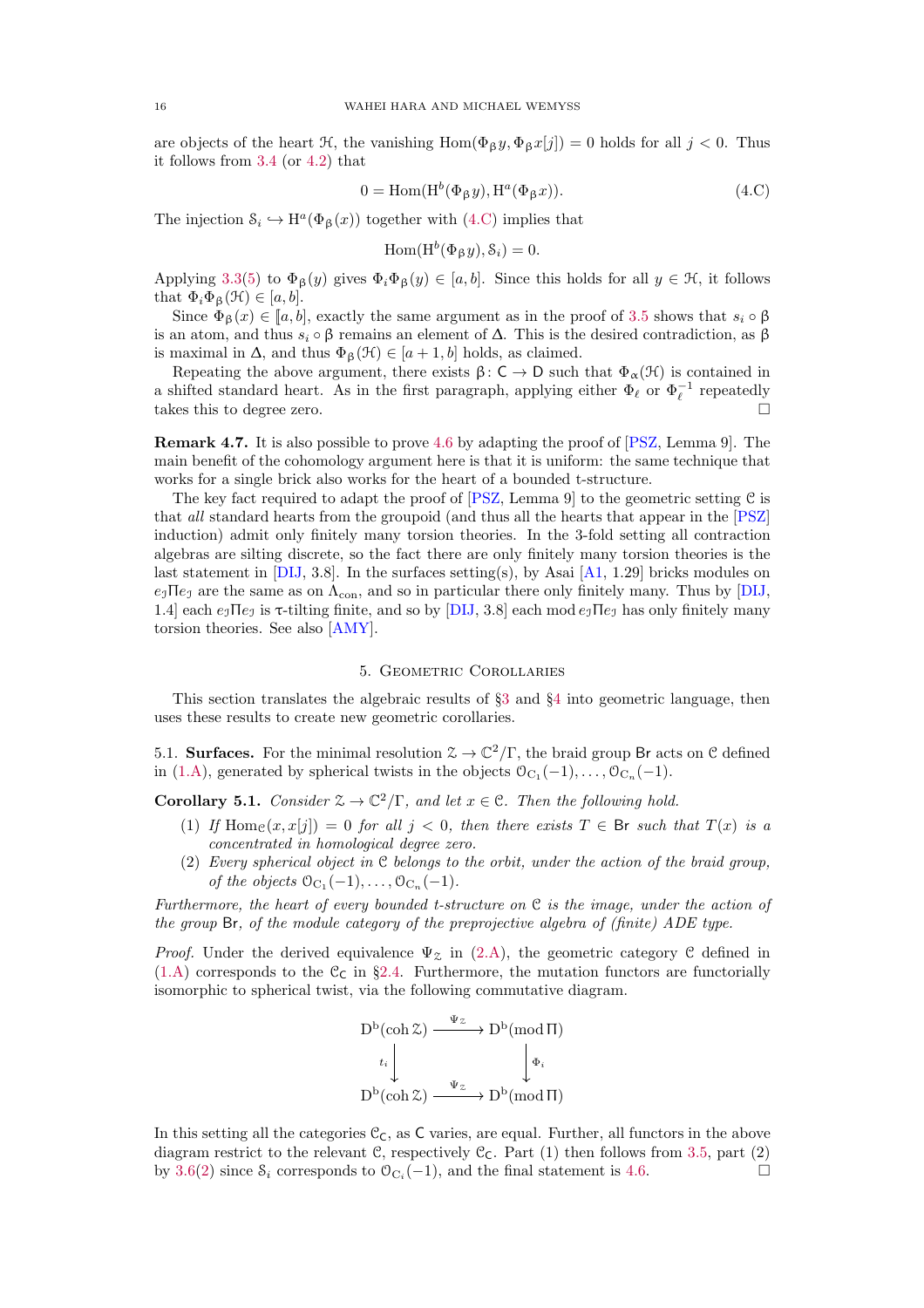are objects of the heart $\mathcal{H}$, the vanishing $\mathrm{Hom}(\Phi_\beta y, \Phi_\beta x[j]) = 0$ holds for all $j < 0$. Thus it follows from 3.4 (or 4.2) that

$$0 = \mathrm{Hom}(\mathrm{H}^b(\Phi_\beta y), \mathrm{H}^a(\Phi_\beta x)). \tag{4.C}$$

The injection $\mathcal{S}_i \hookrightarrow \mathrm{H}^a(\Phi_\beta(x))$ together with (4.C) implies that

$$\mathrm{Hom}(\mathrm{H}^b(\Phi_\beta y), \mathcal{S}_i) = 0.$$

Applying 3.3(5) to $\Phi_\beta(y)$ gives $\Phi_i \Phi_\beta(y) \in [a, b]$. Since this holds for all $y \in \mathcal{H}$, it follows that $\Phi_i \Phi_\beta(\mathcal{H}) \in [a, b]$.

Since $\Phi_\beta(x) \in [\![a, b]\!]$, exactly the same argument as in the proof of 3.5 shows that $s_i \circ \beta$ is an atom, and thus $s_i \circ \beta$ remains an element of $\Delta$. This is the desired contradiction, as $\beta$ is maximal in $\Delta$, and thus $\Phi_\beta(\mathcal{H}) \in [a+1, b]$ holds, as claimed.

Repeating the above argument, there exists $\beta\colon \mathsf{C} \to \mathsf{D}$ such that $\Phi_\alpha(\mathcal{H})$ is contained in a shifted standard heart. As in the first paragraph, applying either $\Phi_\ell$ or $\Phi_\ell^{-1}$ repeatedly takes this to degree zero. $\square$

**Remark 4.7.** It is also possible to prove 4.6 by adapting the proof of [PSZ, Lemma 9]. The main benefit of the cohomology argument here is that it is uniform: the same technique that works for a single brick also works for the heart of a bounded t-structure.

The key fact required to adapt the proof of [PSZ, Lemma 9] to the geometric setting $\mathcal{C}$ is that *all* standard hearts from the groupoid (and thus all the hearts that appear in the [PSZ] induction) admit only finitely many torsion theories. In the 3-fold setting all contraction algebras are silting discrete, so the fact there are only finitely many torsion theories is the last statement in [DIJ, 3.8]. In the surfaces setting(s), by Asai [A1, 1.29] bricks modules on $e_\mathcal{J}\Pi e_\mathcal{J}$ are the same as on $\Lambda_{\mathrm{con}}$, and so in particular there only finitely many. Thus by [DIJ, 1.4] each $e_\mathcal{J}\Pi e_\mathcal{J}$ is $\tau$-tilting finite, and so by [DIJ, 3.8] each $\mathrm{mod}\, e_\mathcal{J}\Pi e_\mathcal{J}$ has only finitely many torsion theories. See also [AMY].

## 5. Geometric Corollaries

This section translates the algebraic results of §3 and §4 into geometric language, then uses these results to create new geometric corollaries.

5.1. **Surfaces.** For the minimal resolution $\mathcal{Z} \to \mathbb{C}^2/\Gamma$, the braid group $\mathsf{Br}$ acts on $\mathcal{C}$ defined in (1.A), generated by spherical twists in the objects $\mathcal{O}_{\mathrm{C}_1}(-1), \ldots, \mathcal{O}_{\mathrm{C}_n}(-1)$.

**Corollary 5.1.** *Consider $\mathcal{Z} \to \mathbb{C}^2/\Gamma$, and let $x \in \mathcal{C}$. Then the following hold.*

1. *If $\mathrm{Hom}_\mathcal{C}(x, x[j]) = 0$ for all $j < 0$, then there exists $T \in \mathsf{Br}$ such that $T(x)$ is a concentrated in homological degree zero.*
2. *Every spherical object in $\mathcal{C}$ belongs to the orbit, under the action of the braid group, of the objects $\mathcal{O}_{\mathrm{C}_1}(-1), \ldots, \mathcal{O}_{\mathrm{C}_n}(-1)$.*

*Furthermore, the heart of every bounded t-structure on $\mathcal{C}$ is the image, under the action of the group $\mathsf{Br}$, of the module category of the preprojective algebra of (finite) ADE type.*

*Proof.* Under the derived equivalence $\Psi_\mathcal{Z}$ in (2.A), the geometric category $\mathcal{C}$ defined in (1.A) corresponds to the $\mathcal{C}_\mathsf{C}$ in §2.4. Furthermore, the mutation functors are functorially isomorphic to spherical twist, via the following commutative diagram.

$$\begin{array}{ccc}
\mathrm{D^b}(\mathrm{coh}\, \mathcal{Z}) & \xrightarrow{\Psi_\mathcal{Z}} & \mathrm{D^b}(\mathrm{mod}\, \Pi) \\
\downarrow{\scriptstyle t_i} & & \downarrow{\scriptstyle \Phi_i} \\
\mathrm{D^b}(\mathrm{coh}\, \mathcal{Z}) & \xrightarrow{\Psi_\mathcal{Z}} & \mathrm{D^b}(\mathrm{mod}\, \Pi)
\end{array}$$

In this setting all the categories $\mathcal{C}_\mathsf{C}$, as $\mathsf{C}$ varies, are equal. Further, all functors in the above diagram restrict to the relevant $\mathcal{C}$, respectively $\mathcal{C}_\mathsf{C}$. Part (1) then follows from 3.5, part (2) by 3.6(2) since $\mathcal{S}_i$ corresponds to $\mathcal{O}_{\mathrm{C}_i}(-1)$, and the final statement is 4.6. $\square$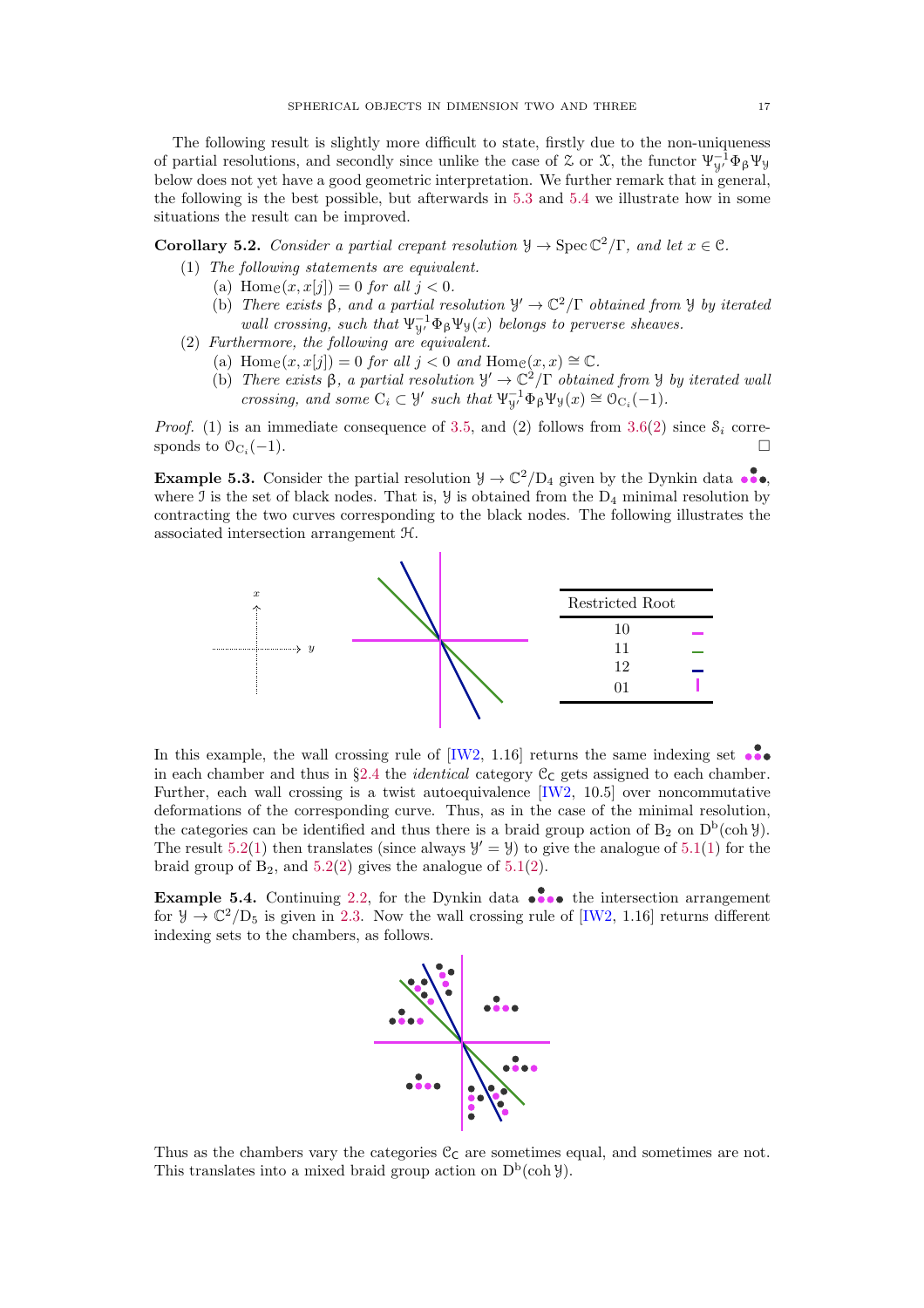The following result is slightly more difficult to state, firstly due to the non-uniqueness of partial resolutions, and secondly since unlike the case of $\mathcal{Z}$ or $\mathcal{X}$, the functor $\Psi_{\mathcal{Y}'}^{-1}\Phi_\beta\Psi_{\mathcal{Y}}$ below does not yet have a good geometric interpretation. We further remark that in general, the following is the best possible, but afterwards in 5.3 and 5.4 we illustrate how in some situations the result can be improved.

**Corollary 5.2.** *Consider a partial crepant resolution $\mathcal{Y} \to \operatorname{Spec}\mathbb{C}^2/\Gamma$, and let $x \in \mathcal{C}$.*

1. *The following statements are equivalent.*
   - (a) $\operatorname{Hom}_{\mathcal{C}}(x, x[j]) = 0$ *for all* $j < 0$.
   - (b) *There exists $\beta$, and a partial resolution $\mathcal{Y}' \to \mathbb{C}^2/\Gamma$ obtained from $\mathcal{Y}$ by iterated wall crossing, such that $\Psi_{\mathcal{Y}'}^{-1}\Phi_\beta\Psi_{\mathcal{Y}}(x)$ belongs to perverse sheaves.*
2. *Furthermore, the following are equivalent.*
   - (a) $\operatorname{Hom}_{\mathcal{C}}(x, x[j]) = 0$ *for all* $j < 0$ *and* $\operatorname{Hom}_{\mathcal{C}}(x, x) \cong \mathbb{C}$.
   - (b) *There exists $\beta$, a partial resolution $\mathcal{Y}' \to \mathbb{C}^2/\Gamma$ obtained from $\mathcal{Y}$ by iterated wall crossing, and some $\mathrm{C}_i \subset \mathcal{Y}'$ such that $\Psi_{\mathcal{Y}'}^{-1}\Phi_\beta\Psi_{\mathcal{Y}}(x) \cong \mathcal{O}_{\mathrm{C}_i}(-1)$.*

*Proof.* (1) is an immediate consequence of 3.5, and (2) follows from 3.6(2) since $\mathcal{S}_i$ corresponds to $\mathcal{O}_{\mathrm{C}_i}(-1)$. □

**Example 5.3.** Consider the partial resolution $\mathcal{Y} \to \mathbb{C}^2/\mathrm{D}_4$ given by the Dynkin data, where $\mathcal{I}$ is the set of black nodes. That is, $\mathcal{Y}$ is obtained from the $\mathrm{D}_4$ minimal resolution by contracting the two curves corresponding to the black nodes. The following illustrates the associated intersection arrangement $\mathcal{H}$.

| Restricted Root | |
|---|---|
| 10 | — |
| 11 | — |
| 12 | — |
| 01 | \| |

In this example, the wall crossing rule of [IW2, 1.16] returns the same indexing set in each chamber and thus in §2.4 the *identical* category $\mathcal{C}_{\mathsf{C}}$ gets assigned to each chamber. Further, each wall crossing is a twist autoequivalence [IW2, 10.5] over noncommutative deformations of the corresponding curve. Thus, as in the case of the minimal resolution, the categories can be identified and thus there is a braid group action of $\mathrm{B}_2$ on $\mathrm{D^b}(\operatorname{coh}\mathcal{Y})$. The result 5.2(1) then translates (since always $\mathcal{Y}' = \mathcal{Y}$) to give the analogue of 5.1(1) for the braid group of $\mathrm{B}_2$, and 5.2(2) gives the analogue of 5.1(2).

**Example 5.4.** Continuing 2.2, for the Dynkin data the intersection arrangement for $\mathcal{Y} \to \mathbb{C}^2/\mathrm{D}_5$ is given in 2.3. Now the wall crossing rule of [IW2, 1.16] returns different indexing sets to the chambers, as follows.

Thus as the chambers vary the categories $\mathcal{C}_{\mathsf{C}}$ are sometimes equal, and sometimes are not. This translates into a mixed braid group action on $\mathrm{D^b}(\operatorname{coh}\mathcal{Y})$.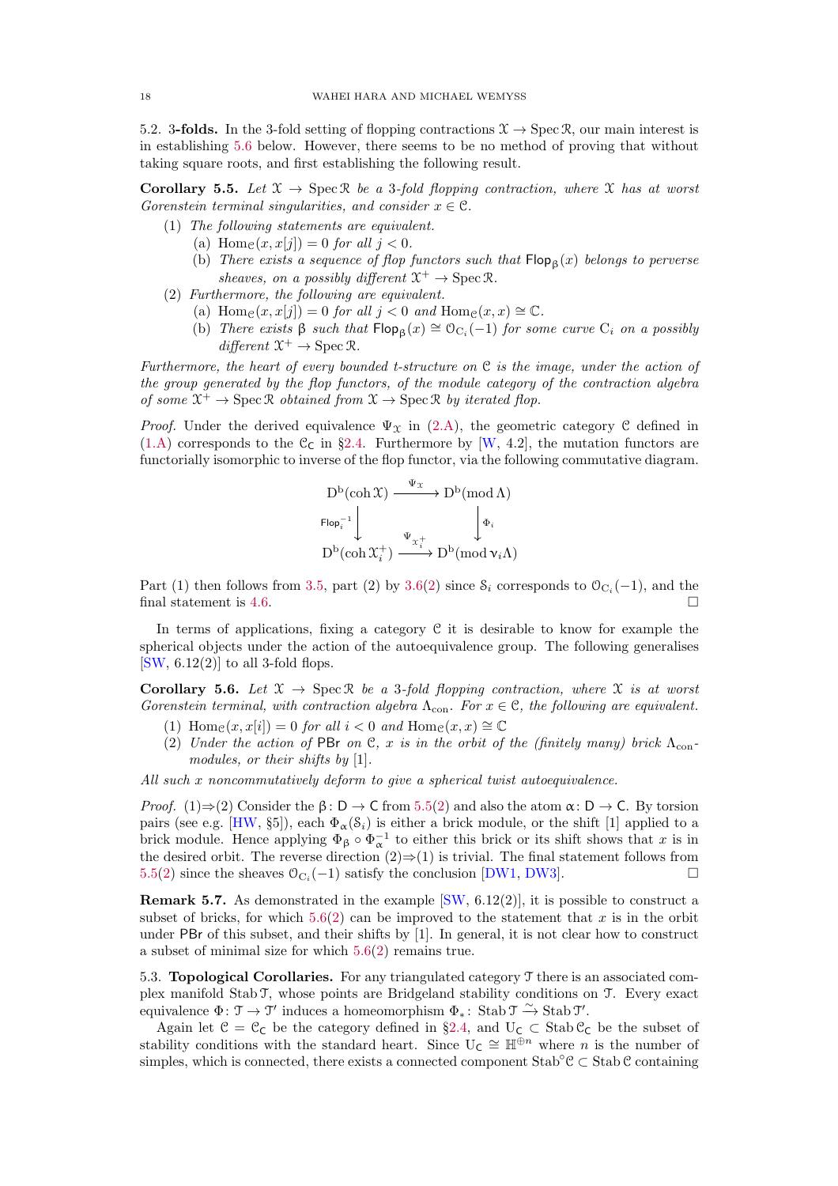5.2. **3-folds.** In the 3-fold setting of flopping contractions $\mathcal{X} \to \operatorname{Spec} \mathcal{R}$, our main interest is in establishing 5.6 below. However, there seems to be no method of proving that without taking square roots, and first establishing the following result.

**Corollary 5.5.** *Let $\mathcal{X} \to \operatorname{Spec} \mathcal{R}$ be a 3-fold flopping contraction, where $\mathcal{X}$ has at worst Gorenstein terminal singularities, and consider $x \in \mathcal{C}$.*

1. *The following statements are equivalent.*
   - (a) $\operatorname{Hom}_{\mathcal{C}}(x, x[j]) = 0$ *for all* $j < 0$.
   - (b) *There exists a sequence of flop functors such that* $\mathsf{Flop}_{\beta}(x)$ *belongs to perverse sheaves, on a possibly different* $\mathcal{X}^+ \to \operatorname{Spec} \mathcal{R}$.
2. *Furthermore, the following are equivalent.*
   - (a) $\operatorname{Hom}_{\mathcal{C}}(x, x[j]) = 0$ *for all* $j < 0$ *and* $\operatorname{Hom}_{\mathcal{C}}(x, x) \cong \mathbb{C}$.
   - (b) *There exists* $\beta$ *such that* $\mathsf{Flop}_{\beta}(x) \cong \mathcal{O}_{\mathrm{C}_i}(-1)$ *for some curve* $\mathrm{C}_i$ *on a possibly different* $\mathcal{X}^+ \to \operatorname{Spec} \mathcal{R}$.

*Furthermore, the heart of every bounded t-structure on $\mathcal{C}$ is the image, under the action of the group generated by the flop functors, of the module category of the contraction algebra of some $\mathcal{X}^+ \to \operatorname{Spec} \mathcal{R}$ obtained from $\mathcal{X} \to \operatorname{Spec} \mathcal{R}$ by iterated flop.*

*Proof.* Under the derived equivalence $\Psi_{\mathcal{X}}$ in (2.A), the geometric category $\mathcal{C}$ defined in (1.A) corresponds to the $\mathcal{C}_{\mathsf{C}}$ in §2.4. Furthermore by [W, 4.2], the mutation functors are functorially isomorphic to inverse of the flop functor, via the following commutative diagram.

$$\begin{array}{ccc} \mathrm{D}^{\mathrm{b}}(\operatorname{coh} \mathcal{X}) & \xrightarrow{\Psi_{\mathcal{X}}} & \mathrm{D}^{\mathrm{b}}(\operatorname{mod} \Lambda) \\ {\scriptstyle \mathsf{Flop}_i^{-1}} \downarrow & & \downarrow {\scriptstyle \Phi_i} \\ \mathrm{D}^{\mathrm{b}}(\operatorname{coh} \mathcal{X}_i^+) & \xrightarrow{\Psi_{\mathcal{X}_i^+}} & \mathrm{D}^{\mathrm{b}}(\operatorname{mod} \nu_i \Lambda) \end{array}$$

Part (1) then follows from 3.5, part (2) by 3.6(2) since $\mathcal{S}_i$ corresponds to $\mathcal{O}_{\mathrm{C}_i}(-1)$, and the final statement is 4.6. □

In terms of applications, fixing a category $\mathcal{C}$ it is desirable to know for example the spherical objects under the action of the autoequivalence group. The following generalises [SW, 6.12(2)] to all 3-fold flops.

**Corollary 5.6.** *Let $\mathcal{X} \to \operatorname{Spec} \mathcal{R}$ be a 3-fold flopping contraction, where $\mathcal{X}$ is at worst Gorenstein terminal, with contraction algebra $\Lambda_{\mathrm{con}}$. For $x \in \mathcal{C}$, the following are equivalent.*

1. $\operatorname{Hom}_{\mathcal{C}}(x, x[i]) = 0$ *for all* $i < 0$ *and* $\operatorname{Hom}_{\mathcal{C}}(x, x) \cong \mathbb{C}$
2. *Under the action of* $\mathsf{PBr}$ *on* $\mathcal{C}$, $x$ *is in the orbit of the (finitely many) brick* $\Lambda_{\mathrm{con}}$*-modules, or their shifts by* [1].

*All such $x$ noncommutatively deform to give a spherical twist autoequivalence.*

*Proof.* (1)⇒(2) Consider the $\beta \colon \mathsf{D} \to \mathsf{C}$ from 5.5(2) and also the atom $\alpha \colon \mathsf{D} \to \mathsf{C}$. By torsion pairs (see e.g. [HW, §5]), each $\Phi_{\alpha}(\mathcal{S}_i)$ is either a brick module, or the shift [1] applied to a brick module. Hence applying $\Phi_{\beta} \circ \Phi_{\alpha}^{-1}$ to either this brick or its shift shows that $x$ is in the desired orbit. The reverse direction (2)⇒(1) is trivial. The final statement follows from 5.5(2) since the sheaves $\mathcal{O}_{\mathrm{C}_i}(-1)$ satisfy the conclusion [DW1, DW3]. □

**Remark 5.7.** As demonstrated in the example [SW, 6.12(2)], it is possible to construct a subset of bricks, for which 5.6(2) can be improved to the statement that $x$ is in the orbit under $\mathsf{PBr}$ of this subset, and their shifts by [1]. In general, it is not clear how to construct a subset of minimal size for which 5.6(2) remains true.

5.3. **Topological Corollaries.** For any triangulated category $\mathcal{T}$ there is an associated complex manifold $\operatorname{Stab} \mathcal{T}$, whose points are Bridgeland stability conditions on $\mathcal{T}$. Every exact equivalence $\Phi \colon \mathcal{T} \to \mathcal{T}'$ induces a homeomorphism $\Phi_* \colon \operatorname{Stab} \mathcal{T} \xrightarrow{\sim} \operatorname{Stab} \mathcal{T}'$.

Again let $\mathcal{C} = \mathcal{C}_{\mathsf{C}}$ be the category defined in §2.4, and $\mathrm{U}_{\mathsf{C}} \subset \operatorname{Stab} \mathcal{C}_{\mathsf{C}}$ be the subset of stability conditions with the standard heart. Since $\mathrm{U}_{\mathsf{C}} \cong \mathbb{H}^{\oplus n}$ where $n$ is the number of simples, which is connected, there exists a connected component $\operatorname{Stab}^{\circ} \mathcal{C} \subset \operatorname{Stab} \mathcal{C}$ containing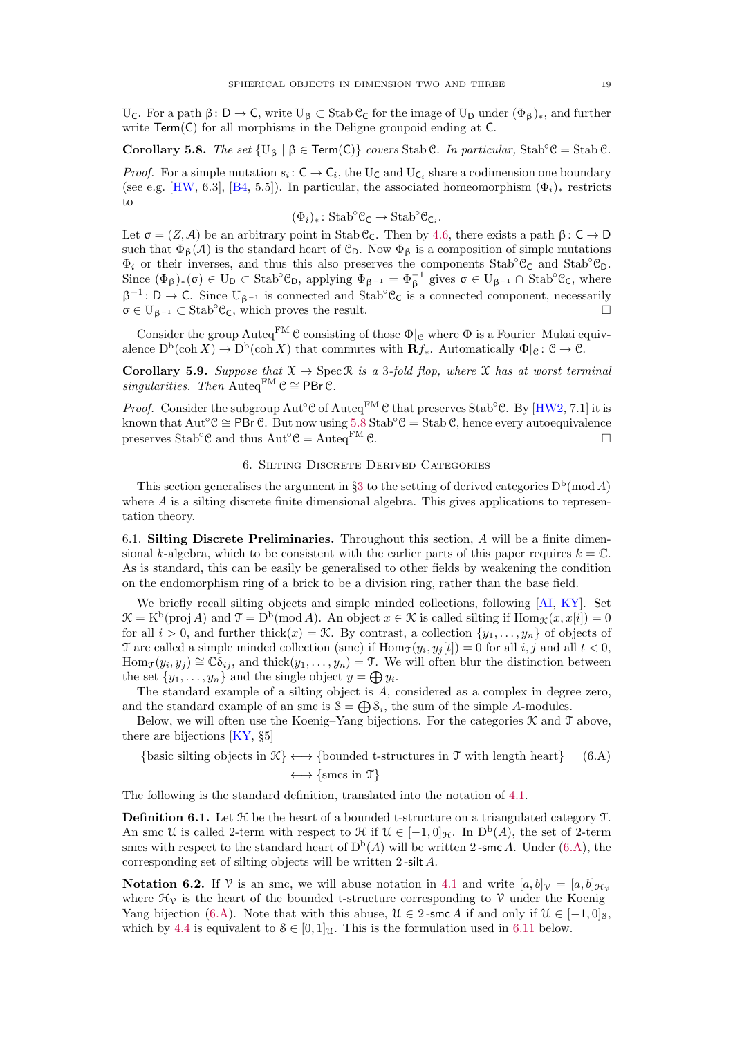$\mathrm{U}_{\mathsf{C}}$. For a path $\upbeta\colon \mathsf{D}\to\mathsf{C}$, write $\mathrm{U}_\upbeta \subset \operatorname{Stab}\mathcal{C}_{\mathsf{C}}$ for the image of $\mathrm{U}_{\mathsf{D}}$ under $(\Phi_\upbeta)_*$, and further write $\mathsf{Term}(\mathsf{C})$ for all morphisms in the Deligne groupoid ending at $\mathsf{C}$.

**Corollary 5.8.** *The set* $\{\mathrm{U}_\upbeta \mid \upbeta\in\mathsf{Term}(\mathsf{C})\}$ *covers* $\operatorname{Stab}\mathcal{C}$*. In particular,* $\operatorname{Stab}^\circ\mathcal{C} = \operatorname{Stab}\mathcal{C}$*.*

*Proof.* For a simple mutation $s_i\colon \mathsf{C}\to\mathsf{C}_i$, the $\mathrm{U}_{\mathsf{C}}$ and $\mathrm{U}_{\mathsf{C}_i}$ share a codimension one boundary (see e.g. [HW, 6.3], [B4, 5.5]). In particular, the associated homeomorphism $(\Phi_i)_*$ restricts to

$$(\Phi_i)_*\colon \operatorname{Stab}^\circ\mathcal{C}_{\mathsf{C}} \to \operatorname{Stab}^\circ\mathcal{C}_{\mathsf{C}_i}.$$

Let $\upsigma = (Z,\mathcal{A})$ be an arbitrary point in $\operatorname{Stab}\mathcal{C}_{\mathsf{C}}$. Then by 4.6, there exists a path $\upbeta\colon \mathsf{C}\to\mathsf{D}$ such that $\Phi_\upbeta(\mathcal{A})$ is the standard heart of $\mathcal{C}_{\mathsf{D}}$. Now $\Phi_\upbeta$ is a composition of simple mutations $\Phi_i$ or their inverses, and thus this also preserves the components $\operatorname{Stab}^\circ\mathcal{C}_{\mathsf{C}}$ and $\operatorname{Stab}^\circ\mathcal{C}_{\mathsf{D}}$. Since $(\Phi_\upbeta)_*(\upsigma)\in\mathrm{U}_{\mathsf{D}}\subset\operatorname{Stab}^\circ\mathcal{C}_{\mathsf{D}}$, applying $\Phi_{\upbeta^{-1}} = \Phi_\upbeta^{-1}$ gives $\upsigma\in\mathrm{U}_{\upbeta^{-1}}\cap\operatorname{Stab}^\circ\mathcal{C}_{\mathsf{C}}$, where $\upbeta^{-1}\colon\mathsf{D}\to\mathsf{C}$. Since $\mathrm{U}_{\upbeta^{-1}}$ is connected and $\operatorname{Stab}^\circ\mathcal{C}_{\mathsf{C}}$ is a connected component, necessarily $\upsigma\in\mathrm{U}_{\upbeta^{-1}}\subset\operatorname{Stab}^\circ\mathcal{C}_{\mathsf{C}}$, which proves the result. $\square$

Consider the group $\operatorname{Auteq}^{\mathrm{FM}}\mathcal{C}$ consisting of those $\Phi|_{\mathcal{C}}$ where $\Phi$ is a Fourier–Mukai equivalence $\mathrm{D}^{\mathrm{b}}(\operatorname{coh}X)\to\mathrm{D}^{\mathrm{b}}(\operatorname{coh}X)$ that commutes with $\mathbf{R}f_*$. Automatically $\Phi|_{\mathcal{C}}\colon\mathcal{C}\to\mathcal{C}$.

**Corollary 5.9.** *Suppose that* $\mathcal{X}\to\operatorname{Spec}\mathcal{R}$ *is a 3-fold flop, where* $\mathcal{X}$ *has at worst terminal singularities. Then* $\operatorname{Auteq}^{\mathrm{FM}}\mathcal{C}\cong\mathsf{PBr}\,\mathcal{C}$*.*

*Proof.* Consider the subgroup $\operatorname{Aut}^\circ\mathcal{C}$ of $\operatorname{Auteq}^{\mathrm{FM}}\mathcal{C}$ that preserves $\operatorname{Stab}^\circ\mathcal{C}$. By [HW2, 7.1] it is known that $\operatorname{Aut}^\circ\mathcal{C}\cong\mathsf{PBr}\,\mathcal{C}$. But now using 5.8 $\operatorname{Stab}^\circ\mathcal{C}=\operatorname{Stab}\mathcal{C}$, hence every autoequivalence preserves $\operatorname{Stab}^\circ\mathcal{C}$ and thus $\operatorname{Aut}^\circ\mathcal{C}=\operatorname{Auteq}^{\mathrm{FM}}\mathcal{C}$. $\square$

## 6. Silting Discrete Derived Categories

This section generalises the argument in §3 to the setting of derived categories $\mathrm{D}^{\mathrm{b}}(\operatorname{mod}A)$ where $A$ is a silting discrete finite dimensional algebra. This gives applications to representation theory.

**6.1. Silting Discrete Preliminaries.** Throughout this section, $A$ will be a finite dimensional $k$-algebra, which to be consistent with the earlier parts of this paper requires $k=\mathbb{C}$. As is standard, this can be easily be generalised to other fields by weakening the condition on the endomorphism ring of a brick to be a division ring, rather than the base field.

We briefly recall silting objects and simple minded collections, following [AI, KY]. Set $\mathcal{K}=\mathrm{K}^{\mathrm{b}}(\operatorname{proj}A)$ and $\mathcal{T}=\mathrm{D}^{\mathrm{b}}(\operatorname{mod}A)$. An object $x\in\mathcal{K}$ is called silting if $\operatorname{Hom}_{\mathcal{K}}(x,x[i])=0$ for all $i>0$, and further $\operatorname{thick}(x)=\mathcal{K}$. By contrast, a collection $\{y_1,\dots,y_n\}$ of objects of $\mathcal{T}$ are called a simple minded collection (smc) if $\operatorname{Hom}_{\mathcal{T}}(y_i,y_j[t])=0$ for all $i,j$ and all $t<0$, $\operatorname{Hom}_{\mathcal{T}}(y_i,y_j)\cong\mathbb{C}\delta_{ij}$, and $\operatorname{thick}(y_1,\dots,y_n)=\mathcal{T}$. We will often blur the distinction between the set $\{y_1,\dots,y_n\}$ and the single object $y=\bigoplus y_i$.

The standard example of a silting object is $A$, considered as a complex in degree zero, and the standard example of an smc is $\mathcal{S}=\bigoplus\mathcal{S}_i$, the sum of the simple $A$-modules.

Below, we will often use the Koenig–Yang bijections. For the categories $\mathcal{K}$ and $\mathcal{T}$ above, there are bijections [KY, §5]

$$\begin{aligned}\{\text{basic silting objects in }\mathcal{K}\}&\longleftrightarrow\{\text{bounded t-structures in }\mathcal{T}\text{ with length heart}\}\\&\longleftrightarrow\{\text{smcs in }\mathcal{T}\}\end{aligned}\qquad(6.\mathrm{A})$$

The following is the standard definition, translated into the notation of 4.1.

**Definition 6.1.** Let $\mathcal{H}$ be the heart of a bounded t-structure on a triangulated category $\mathcal{T}$. An smc $\mathcal{U}$ is called 2-term with respect to $\mathcal{H}$ if $\mathcal{U}\in[-1,0]_{\mathcal{H}}$. In $\mathrm{D}^{\mathrm{b}}(A)$, the set of 2-term smcs with respect to the standard heart of $\mathrm{D}^{\mathrm{b}}(A)$ will be written $2\text{-}\mathsf{smc}\,A$. Under (6.A), the corresponding set of silting objects will be written $2\text{-}\mathsf{silt}\,A$.

**Notation 6.2.** If $\mathcal{V}$ is an smc, we will abuse notation in 4.1 and write $[a,b]_{\mathcal{V}}=[a,b]_{\mathcal{H}_{\mathcal{V}}}$ where $\mathcal{H}_{\mathcal{V}}$ is the heart of the bounded t-structure corresponding to $\mathcal{V}$ under the Koenig–Yang bijection (6.A). Note that with this abuse, $\mathcal{U}\in 2\text{-}\mathsf{smc}\,A$ if and only if $\mathcal{U}\in[-1,0]_{\mathcal{S}}$, which by 4.4 is equivalent to $\mathcal{S}\in[0,1]_{\mathcal{U}}$. This is the formulation used in 6.11 below.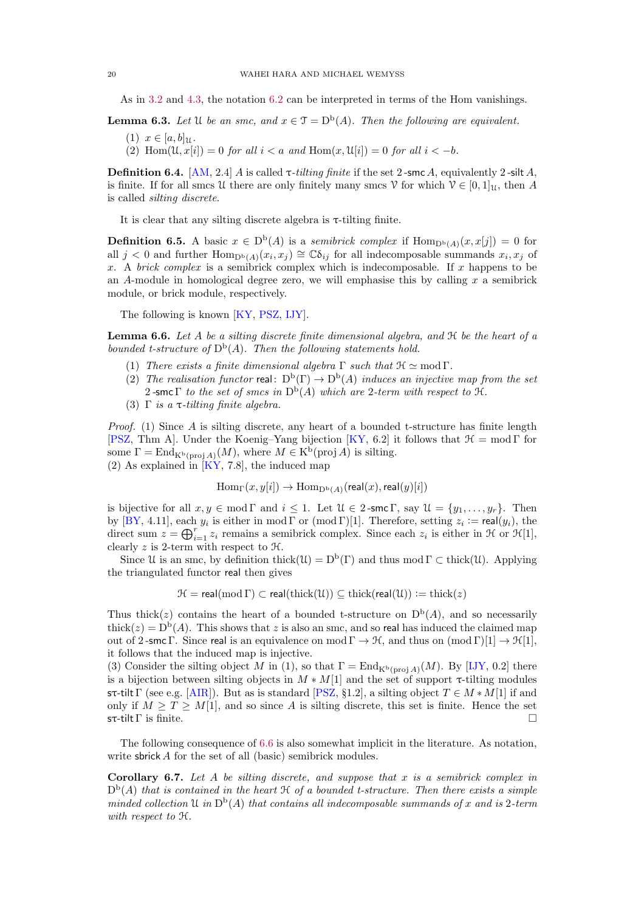As in 3.2 and 4.3, the notation 6.2 can be interpreted in terms of the Hom vanishings.

**Lemma 6.3.** *Let $\mathcal{U}$ be an smc, and $x \in \mathcal{T} = \mathrm{D^b}(A)$. Then the following are equivalent.*

1. *$x \in [a,b]_{\mathcal{U}}$.*
2. *$\mathrm{Hom}(\mathcal{U}, x[i]) = 0$ for all $i < a$ and $\mathrm{Hom}(x, \mathcal{U}[i]) = 0$ for all $i < -b$.*

**Definition 6.4.** [AM, 2.4] $A$ is called *τ-tilting finite* if the set $2\text{-}\mathsf{smc}\,A$, equivalently $2\text{-}\mathsf{silt}\,A$, is finite. If for all smcs $\mathcal{U}$ there are only finitely many smcs $\mathcal{V}$ for which $\mathcal{V} \in [0,1]_{\mathcal{U}}$, then $A$ is called *silting discrete*.

It is clear that any silting discrete algebra is τ-tilting finite.

**Definition 6.5.** A basic $x \in \mathrm{D^b}(A)$ is a *semibrick complex* if $\mathrm{Hom}_{\mathrm{D^b}(A)}(x, x[j]) = 0$ for all $j < 0$ and further $\mathrm{Hom}_{\mathrm{D^b}(A)}(x_i, x_j) \cong \mathbb{C}\delta_{ij}$ for all indecomposable summands $x_i, x_j$ of $x$. A *brick complex* is a semibrick complex which is indecomposable. If $x$ happens to be an $A$-module in homological degree zero, we will emphasise this by calling $x$ a semibrick module, or brick module, respectively.

The following is known [KY, PSZ, IJY].

**Lemma 6.6.** *Let $A$ be a silting discrete finite dimensional algebra, and $\mathcal{H}$ be the heart of a bounded t-structure of $\mathrm{D^b}(A)$. Then the following statements hold.*

1. *There exists a finite dimensional algebra $\Gamma$ such that $\mathcal{H} \simeq \mathrm{mod}\,\Gamma$.*
2. *The realisation functor $\mathsf{real}\colon \mathrm{D^b}(\Gamma) \to \mathrm{D^b}(A)$ induces an injective map from the set $2\text{-}\mathsf{smc}\,\Gamma$ to the set of smcs in $\mathrm{D^b}(A)$ which are 2-term with respect to $\mathcal{H}$.*
3. *$\Gamma$ is a τ-tilting finite algebra.*

*Proof.* (1) Since $A$ is silting discrete, any heart of a bounded t-structure has finite length [PSZ, Thm A]. Under the Koenig–Yang bijection [KY, 6.2] it follows that $\mathcal{H} = \mathrm{mod}\,\Gamma$ for some $\Gamma = \mathrm{End}_{\mathrm{K^b}(\mathrm{proj}\,A)}(M)$, where $M \in \mathrm{K^b}(\mathrm{proj}\,A)$ is silting.
(2) As explained in [KY, 7.8], the induced map

$$\mathrm{Hom}_\Gamma(x, y[i]) \to \mathrm{Hom}_{\mathrm{D^b}(A)}(\mathsf{real}(x), \mathsf{real}(y)[i])$$

is bijective for all $x, y \in \mathrm{mod}\,\Gamma$ and $i \leq 1$. Let $\mathcal{U} \in 2\text{-}\mathsf{smc}\,\Gamma$, say $\mathcal{U} = \{y_1, \ldots, y_r\}$. Then by [BY, 4.11], each $y_i$ is either in $\mathrm{mod}\,\Gamma$ or $(\mathrm{mod}\,\Gamma)[1]$. Therefore, setting $z_i := \mathsf{real}(y_i)$, the direct sum $z = \bigoplus_{i=1}^r z_i$ remains a semibrick complex. Since each $z_i$ is either in $\mathcal{H}$ or $\mathcal{H}[1]$, clearly $z$ is 2-term with respect to $\mathcal{H}$.

Since $\mathcal{U}$ is an smc, by definition $\mathrm{thick}(\mathcal{U}) = \mathrm{D^b}(\Gamma)$ and thus $\mathrm{mod}\,\Gamma \subset \mathrm{thick}(\mathcal{U})$. Applying the triangulated functor $\mathsf{real}$ then gives

$$\mathcal{H} = \mathsf{real}(\mathrm{mod}\,\Gamma) \subset \mathsf{real}(\mathrm{thick}(\mathcal{U})) \subseteq \mathrm{thick}(\mathsf{real}(\mathcal{U})) := \mathrm{thick}(z)$$

Thus $\mathrm{thick}(z)$ contains the heart of a bounded t-structure on $\mathrm{D^b}(A)$, and so necessarily $\mathrm{thick}(z) = \mathrm{D^b}(A)$. This shows that $z$ is also an smc, and so $\mathsf{real}$ has induced the claimed map out of $2\text{-}\mathsf{smc}\,\Gamma$. Since $\mathsf{real}$ is an equivalence on $\mathrm{mod}\,\Gamma \to \mathcal{H}$, and thus on $(\mathrm{mod}\,\Gamma)[1] \to \mathcal{H}[1]$, it follows that the induced map is injective.
(3) Consider the silting object $M$ in (1), so that $\Gamma = \mathrm{End}_{\mathrm{K^b}(\mathrm{proj}\,A)}(M)$. By [IJY, 0.2] there is a bijection between silting objects in $M * M[1]$ and the set of support τ-tilting modules $\mathsf{s\tau\text{-}tilt}\,\Gamma$ (see e.g. [AIR]). But as is standard [PSZ, §1.2], a silting object $T \in M * M[1]$ if and only if $M \geq T \geq M[1]$, and so since $A$ is silting discrete, this set is finite. Hence the set $\mathsf{s\tau\text{-}tilt}\,\Gamma$ is finite. □

The following consequence of 6.6 is also somewhat implicit in the literature. As notation, write $\mathsf{sbrick}\,A$ for the set of all (basic) semibrick modules.

**Corollary 6.7.** *Let $A$ be silting discrete, and suppose that $x$ is a semibrick complex in $\mathrm{D^b}(A)$ that is contained in the heart $\mathcal{H}$ of a bounded t-structure. Then there exists a simple minded collection $\mathcal{U}$ in $\mathrm{D^b}(A)$ that contains all indecomposable summands of $x$ and is 2-term with respect to $\mathcal{H}$.*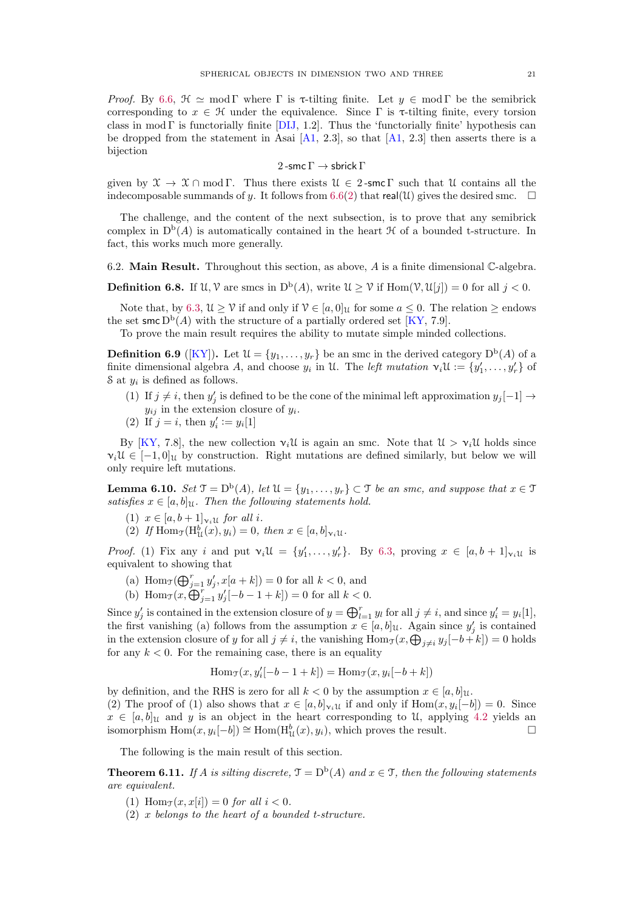*Proof.* By 6.6, $\mathcal{H} \simeq \operatorname{mod}\Gamma$ where $\Gamma$ is $\tau$-tilting finite. Let $y \in \operatorname{mod}\Gamma$ be the semibrick corresponding to $x \in \mathcal{H}$ under the equivalence. Since $\Gamma$ is $\tau$-tilting finite, every torsion class in $\operatorname{mod}\Gamma$ is functorially finite [DIJ, 1.2]. Thus the 'functorially finite' hypothesis can be dropped from the statement in Asai [A1, 2.3], so that [A1, 2.3] then asserts there is a bijection

$$2\text{-}\mathsf{smc}\,\Gamma \to \mathsf{sbrick}\,\Gamma$$

given by $\mathcal{X} \to \mathcal{X} \cap \operatorname{mod}\Gamma$. Thus there exists $\mathcal{U} \in 2\text{-}\mathsf{smc}\,\Gamma$ such that $\mathcal{U}$ contains all the indecomposable summands of $y$. It follows from 6.6(2) that $\mathsf{real}(\mathcal{U})$ gives the desired smc. $\square$

The challenge, and the content of the next subsection, is to prove that any semibrick complex in $\mathrm{D}^{\mathrm{b}}(A)$ is automatically contained in the heart $\mathcal{H}$ of a bounded t-structure. In fact, this works much more generally.

## 6.2. Main Result.

Throughout this section, as above, $A$ is a finite dimensional $\mathbb{C}$-algebra.

**Definition 6.8.** If $\mathcal{U}, \mathcal{V}$ are smcs in $\mathrm{D}^{\mathrm{b}}(A)$, write $\mathcal{U} \geq \mathcal{V}$ if $\operatorname{Hom}(\mathcal{V}, \mathcal{U}[j]) = 0$ for all $j < 0$.

Note that, by 6.3, $\mathcal{U} \geq \mathcal{V}$ if and only if $\mathcal{V} \in [a, 0]_{\mathcal{U}}$ for some $a \leq 0$. The relation $\geq$ endows the set $\mathsf{smc}\,\mathrm{D}^{\mathrm{b}}(A)$ with the structure of a partially ordered set [KY, 7.9].

To prove the main result requires the ability to mutate simple minded collections.

**Definition 6.9** ([KY])**.** Let $\mathcal{U} = \{y_1, \ldots, y_r\}$ be an smc in the derived category $\mathrm{D}^{\mathrm{b}}(A)$ of a finite dimensional algebra $A$, and choose $y_i$ in $\mathcal{U}$. The *left mutation* $\nu_i\mathcal{U} := \{y'_1, \ldots, y'_r\}$ of $\mathcal{S}$ at $y_i$ is defined as follows.

(1) If $j \neq i$, then $y'_j$ is defined to be the cone of the minimal left approximation $y_j[-1] \to y_{ij}$ in the extension closure of $y_i$.
(2) If $j = i$, then $y'_i := y_i[1]$

By [KY, 7.8], the new collection $\nu_i\mathcal{U}$ is again an smc. Note that $\mathcal{U} > \nu_i\mathcal{U}$ holds since $\nu_i\mathcal{U} \in [-1, 0]_{\mathcal{U}}$ by construction. Right mutations are defined similarly, but below we will only require left mutations.

**Lemma 6.10.** *Set $\mathcal{T} = \mathrm{D}^{\mathrm{b}}(A)$, let $\mathcal{U} = \{y_1, \ldots, y_r\} \subset \mathcal{T}$ be an smc, and suppose that $x \in \mathcal{T}$ satisfies $x \in [a, b]_{\mathcal{U}}$. Then the following statements hold.*

*(1) $x \in [a, b+1]_{\nu_i\mathcal{U}}$ for all $i$.*
*(2) If $\operatorname{Hom}_{\mathcal{T}}(\mathrm{H}^b_{\mathcal{U}}(x), y_i) = 0$, then $x \in [a, b]_{\nu_i\mathcal{U}}$.*

*Proof.* (1) Fix any $i$ and put $\nu_i\mathcal{U} = \{y'_1, \ldots, y'_r\}$. By 6.3, proving $x \in [a, b+1]_{\nu_i\mathcal{U}}$ is equivalent to showing that

(a) $\operatorname{Hom}_{\mathcal{T}}(\bigoplus_{j=1}^r y'_j, x[a+k]) = 0$ for all $k < 0$, and
(b) $\operatorname{Hom}_{\mathcal{T}}(x, \bigoplus_{j=1}^r y'_j[-b-1+k]) = 0$ for all $k < 0$.

Since $y'_j$ is contained in the extension closure of $y = \bigoplus_{l=1}^r y_l$ for all $j \neq i$, and since $y'_i = y_i[1]$, the first vanishing (a) follows from the assumption $x \in [a, b]_{\mathcal{U}}$. Again since $y'_j$ is contained in the extension closure of $y$ for all $j \neq i$, the vanishing $\operatorname{Hom}_{\mathcal{T}}(x, \bigoplus_{j\neq i} y_j[-b+k]) = 0$ holds for any $k < 0$. For the remaining case, there is an equality

$$\operatorname{Hom}_{\mathcal{T}}(x, y'_i[-b-1+k]) = \operatorname{Hom}_{\mathcal{T}}(x, y_i[-b+k])$$

by definition, and the RHS is zero for all $k < 0$ by the assumption $x \in [a, b]_{\mathcal{U}}$.
(2) The proof of (1) also shows that $x \in [a, b]_{\nu_i\mathcal{U}}$ if and only if $\operatorname{Hom}(x, y_i[-b]) = 0$. Since $x \in [a, b]_{\mathcal{U}}$ and $y$ is an object in the heart corresponding to $\mathcal{U}$, applying 4.2 yields an isomorphism $\operatorname{Hom}(x, y_i[-b]) \cong \operatorname{Hom}(\mathrm{H}^b_{\mathcal{U}}(x), y_i)$, which proves the result. $\square$

The following is the main result of this section.

**Theorem 6.11.** *If $A$ is silting discrete, $\mathcal{T} = \mathrm{D}^{\mathrm{b}}(A)$ and $x \in \mathcal{T}$, then the following statements are equivalent.*

*(1) $\operatorname{Hom}_{\mathcal{T}}(x, x[i]) = 0$ for all $i < 0$.*
*(2) $x$ belongs to the heart of a bounded t-structure.*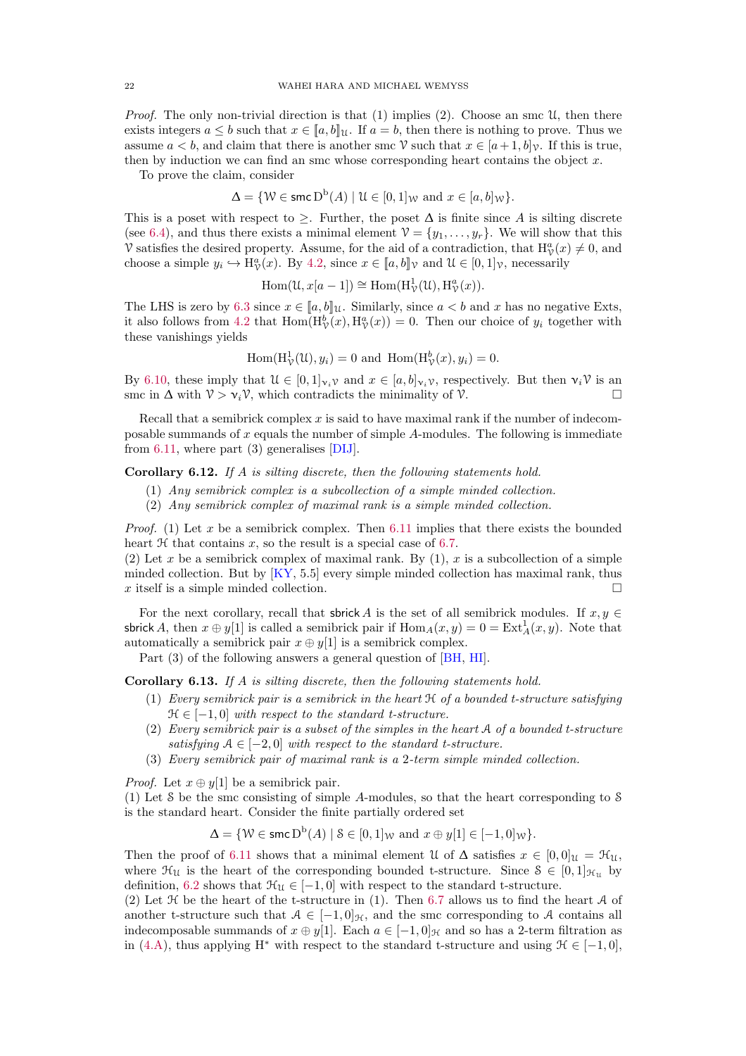*Proof.* The only non-trivial direction is that (1) implies (2). Choose an smc $\mathcal{U}$, then there exists integers $a \leq b$ such that $x \in [\![a,b]\!]_{\mathcal{U}}$. If $a = b$, then there is nothing to prove. Thus we assume $a < b$, and claim that there is another smc $\mathcal{V}$ such that $x \in [a+1,b]_{\mathcal{V}}$. If this is true, then by induction we can find an smc whose corresponding heart contains the object $x$.

To prove the claim, consider

$$\Delta = \{\mathcal{W} \in \mathsf{smc}\,\mathrm{D^b}(A) \mid \mathcal{U} \in [0,1]_{\mathcal{W}} \text{ and } x \in [a,b]_{\mathcal{W}}\}.$$

This is a poset with respect to $\geq$. Further, the poset $\Delta$ is finite since $A$ is silting discrete (see 6.4), and thus there exists a minimal element $\mathcal{V} = \{y_1, \ldots, y_r\}$. We will show that this $\mathcal{V}$ satisfies the desired property. Assume, for the aid of a contradiction, that $\mathrm{H}^a_{\mathcal{V}}(x) \neq 0$, and choose a simple $y_i \hookrightarrow \mathrm{H}^a_{\mathcal{V}}(x)$. By 4.2, since $x \in [\![a,b]\!]_{\mathcal{V}}$ and $\mathcal{U} \in [0,1]_{\mathcal{V}}$, necessarily

$$\mathrm{Hom}(\mathcal{U}, x[a-1]) \cong \mathrm{Hom}(\mathrm{H}^1_{\mathcal{V}}(\mathcal{U}), \mathrm{H}^a_{\mathcal{V}}(x)).$$

The LHS is zero by 6.3 since $x \in [\![a,b]\!]_{\mathcal{U}}$. Similarly, since $a < b$ and $x$ has no negative Exts, it also follows from 4.2 that $\mathrm{Hom}(\mathrm{H}^b_{\mathcal{V}}(x), \mathrm{H}^a_{\mathcal{V}}(x)) = 0$. Then our choice of $y_i$ together with these vanishings yields

$$\mathrm{Hom}(\mathrm{H}^1_{\mathcal{V}}(\mathcal{U}), y_i) = 0 \text{ and } \mathrm{Hom}(\mathrm{H}^b_{\mathcal{V}}(x), y_i) = 0.$$

By 6.10, these imply that $\mathcal{U} \in [0,1]_{\nu_i \mathcal{V}}$ and $x \in [a,b]_{\nu_i \mathcal{V}}$, respectively. But then $\nu_i \mathcal{V}$ is an smc in $\Delta$ with $\mathcal{V} > \nu_i \mathcal{V}$, which contradicts the minimality of $\mathcal{V}$. $\square$

Recall that a semibrick complex $x$ is said to have maximal rank if the number of indecomposable summands of $x$ equals the number of simple $A$-modules. The following is immediate from 6.11, where part (3) generalises [DIJ].

**Corollary 6.12.** *If $A$ is silting discrete, then the following statements hold.*

1. *Any semibrick complex is a subcollection of a simple minded collection.*
2. *Any semibrick complex of maximal rank is a simple minded collection.*

*Proof.* (1) Let $x$ be a semibrick complex. Then 6.11 implies that there exists the bounded heart $\mathcal{H}$ that contains $x$, so the result is a special case of 6.7.
(2) Let $x$ be a semibrick complex of maximal rank. By (1), $x$ is a subcollection of a simple minded collection. But by [KY, 5.5] every simple minded collection has maximal rank, thus $x$ itself is a simple minded collection. $\square$

For the next corollary, recall that $\mathsf{sbrick}\,A$ is the set of all semibrick modules. If $x, y \in \mathsf{sbrick}\,A$, then $x \oplus y[1]$ is called a semibrick pair if $\mathrm{Hom}_A(x,y) = 0 = \mathrm{Ext}^1_A(x,y)$. Note that automatically a semibrick pair $x \oplus y[1]$ is a semibrick complex.

Part (3) of the following answers a general question of [BH, HI].

**Corollary 6.13.** *If $A$ is silting discrete, then the following statements hold.*

1. *Every semibrick pair is a semibrick in the heart $\mathcal{H}$ of a bounded t-structure satisfying $\mathcal{H} \in [-1,0]$ with respect to the standard t-structure.*
2. *Every semibrick pair is a subset of the simples in the heart $\mathcal{A}$ of a bounded t-structure satisfying $\mathcal{A} \in [-2,0]$ with respect to the standard t-structure.*
3. *Every semibrick pair of maximal rank is a 2-term simple minded collection.*

*Proof.* Let $x \oplus y[1]$ be a semibrick pair.
(1) Let $\mathcal{S}$ be the smc consisting of simple $A$-modules, so that the heart corresponding to $\mathcal{S}$ is the standard heart. Consider the finite partially ordered set

$$\Delta = \{\mathcal{W} \in \mathsf{smc}\,\mathrm{D^b}(A) \mid \mathcal{S} \in [0,1]_{\mathcal{W}} \text{ and } x \oplus y[1] \in [-1,0]_{\mathcal{W}}\}.$$

Then the proof of 6.11 shows that a minimal element $\mathcal{U}$ of $\Delta$ satisfies $x \in [0,0]_{\mathcal{U}} = \mathcal{H}_{\mathcal{U}}$, where $\mathcal{H}_{\mathcal{U}}$ is the heart of the corresponding bounded t-structure. Since $\mathcal{S} \in [0,1]_{\mathcal{H}_{\mathcal{U}}}$ by definition, 6.2 shows that $\mathcal{H}_{\mathcal{U}} \in [-1,0]$ with respect to the standard t-structure.
(2) Let $\mathcal{H}$ be the heart of the t-structure in (1). Then 6.7 allows us to find the heart $\mathcal{A}$ of another t-structure such that $\mathcal{A} \in [-1,0]_{\mathcal{H}}$, and the smc corresponding to $\mathcal{A}$ contains all indecomposable summands of $x \oplus y[1]$. Each $a \in [-1,0]_{\mathcal{H}}$ and so has a 2-term filtration as in (4.A), thus applying $\mathrm{H}^*$ with respect to the standard t-structure and using $\mathcal{H} \in [-1,0]$,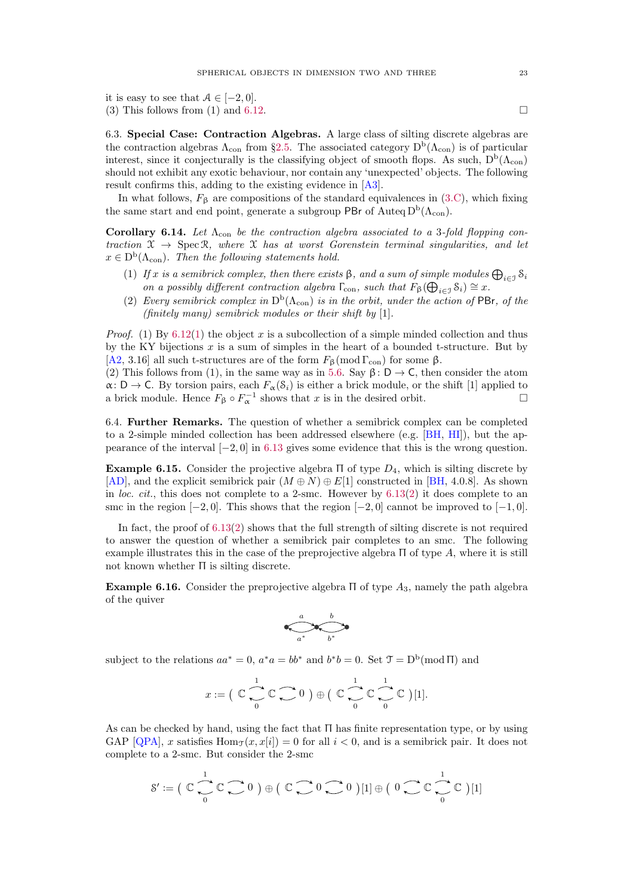it is easy to see that $\mathcal{A} \in [-2, 0]$.
(3) This follows from (1) and 6.12. □

**6.3. Special Case: Contraction Algebras.** A large class of silting discrete algebras are the contraction algebras $\Lambda_{\text{con}}$ from §2.5. The associated category $\mathrm{D^b}(\Lambda_{\text{con}})$ is of particular interest, since it conjecturally is the classifying object of smooth flops. As such, $\mathrm{D^b}(\Lambda_{\text{con}})$ should not exhibit any exotic behaviour, nor contain any 'unexpected' objects. The following result confirms this, adding to the existing evidence in [A3].

In what follows, $F_\beta$ are compositions of the standard equivalences in (3.C), which fixing the same start and end point, generate a subgroup $\mathsf{PBr}$ of $\operatorname{Auteq} \mathrm{D^b}(\Lambda_{\text{con}})$.

**Corollary 6.14.** *Let $\Lambda_{\text{con}}$ be the contraction algebra associated to a 3-fold flopping contraction $\mathfrak{X} \to \operatorname{Spec} \mathfrak{R}$, where $\mathfrak{X}$ has at worst Gorenstein terminal singularities, and let $x \in \mathrm{D^b}(\Lambda_{\text{con}})$. Then the following statements hold.*

1. *If $x$ is a semibrick complex, then there exists $\beta$, and a sum of simple modules $\bigoplus_{i \in \mathcal{J}} \mathcal{S}_i$ on a possibly different contraction algebra $\Gamma_{\text{con}}$, such that $F_\beta(\bigoplus_{i \in \mathcal{J}} \mathcal{S}_i) \cong x$.*
2. *Every semibrick complex in $\mathrm{D^b}(\Lambda_{\text{con}})$ is in the orbit, under the action of $\mathsf{PBr}$, of the (finitely many) semibrick modules or their shift by [1].*

*Proof.* (1) By 6.12(1) the object $x$ is a subcollection of a simple minded collection and thus by the KY bijections $x$ is a sum of simples in the heart of a bounded t-structure. But by [A2, 3.16] all such t-structures are of the form $F_\beta(\operatorname{mod} \Gamma_{\text{con}})$ for some $\beta$.
(2) This follows from (1), in the same way as in 5.6. Say $\beta \colon \mathsf{D} \to \mathsf{C}$, then consider the atom $\alpha \colon \mathsf{D} \to \mathsf{C}$. By torsion pairs, each $F_\alpha(\mathcal{S}_i)$ is either a brick module, or the shift [1] applied to a brick module. Hence $F_\beta \circ F_\alpha^{-1}$ shows that $x$ is in the desired orbit. □

**6.4. Further Remarks.** The question of whether a semibrick complex can be completed to a 2-simple minded collection has been addressed elsewhere (e.g. [BH, HI]), but the appearance of the interval $[-2, 0]$ in 6.13 gives some evidence that this is the wrong question.

**Example 6.15.** Consider the projective algebra $\Pi$ of type $D_4$, which is silting discrete by [AD], and the explicit semibrick pair $(M \oplus N) \oplus E[1]$ constructed in [BH, 4.0.8]. As shown in *loc. cit.*, this does not complete to a 2-smc. However by 6.13(2) it does complete to an smc in the region $[-2, 0]$. This shows that the region $[-2, 0]$ cannot be improved to $[-1, 0]$.

In fact, the proof of 6.13(2) shows that the full strength of silting discrete is not required to answer the question of whether a semibrick pair completes to an smc. The following example illustrates this in the case of the preprojective algebra $\Pi$ of type $A$, where it is still not known whether $\Pi$ is silting discrete.

**Example 6.16.** Consider the preprojective algebra $\Pi$ of type $A_3$, namely the path algebra of the quiver

$$\bullet \underset{a^*}{\overset{a}{\rightleftarrows}} \bullet \underset{b^*}{\overset{b}{\rightleftarrows}} \bullet$$

subject to the relations $aa^* = 0$, $a^*a = bb^*$ and $b^*b = 0$. Set $\mathcal{T} = \mathrm{D^b}(\operatorname{mod} \Pi)$ and

$$x := \Big( \mathbb{C} \underset{0}{\overset{1}{\rightleftarrows}} \mathbb{C} \rightleftarrows 0 \Big) \oplus \Big( \mathbb{C} \underset{0}{\overset{1}{\rightleftarrows}} \mathbb{C} \underset{0}{\overset{1}{\rightleftarrows}} \mathbb{C} \Big)[1].$$

As can be checked by hand, using the fact that $\Pi$ has finite representation type, or by using GAP [QPA], $x$ satisfies $\operatorname{Hom}_{\mathcal{T}}(x, x[i]) = 0$ for all $i < 0$, and is a semibrick pair. It does not complete to a 2-smc. But consider the 2-smc

$$\mathcal{S}' := \Big( \mathbb{C} \underset{0}{\overset{1}{\rightleftarrows}} \mathbb{C} \rightleftarrows 0 \Big) \oplus \Big( \mathbb{C} \rightleftarrows 0 \rightleftarrows 0 \Big)[1] \oplus \Big( 0 \rightleftarrows \mathbb{C} \underset{0}{\overset{1}{\rightleftarrows}} \mathbb{C} \Big)[1]$$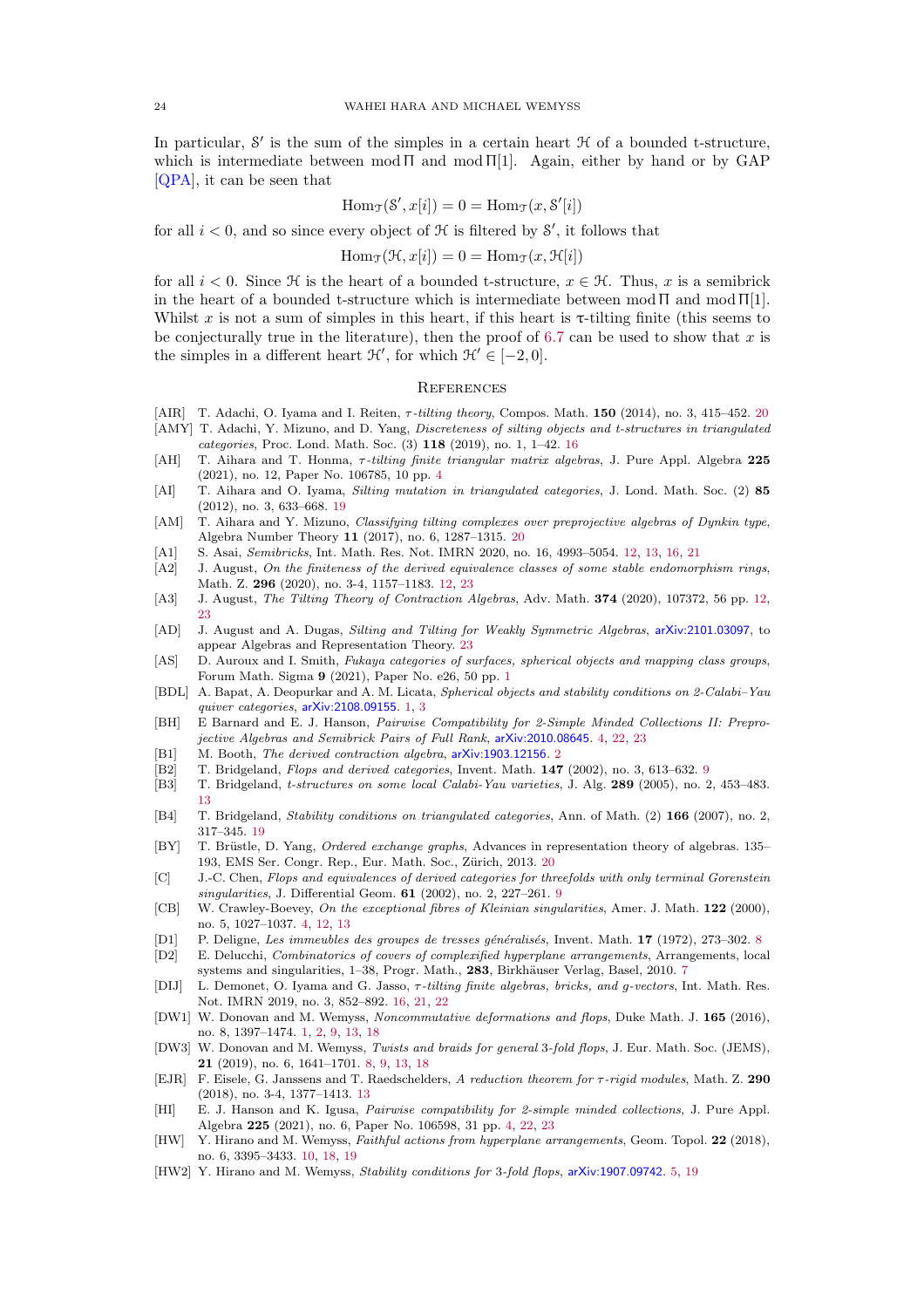In particular, $\mathcal{S}'$ is the sum of the simples in a certain heart $\mathcal{H}$ of a bounded t-structure, which is intermediate between $\operatorname{mod}\Pi$ and $\operatorname{mod}\Pi[1]$. Again, either by hand or by GAP [QPA], it can be seen that

$$\operatorname{Hom}_{\mathcal{T}}(\mathcal{S}', x[i]) = 0 = \operatorname{Hom}_{\mathcal{T}}(x, \mathcal{S}'[i])$$

for all $i < 0$, and so since every object of $\mathcal{H}$ is filtered by $\mathcal{S}'$, it follows that

$$\operatorname{Hom}_{\mathcal{T}}(\mathcal{H}, x[i]) = 0 = \operatorname{Hom}_{\mathcal{T}}(x, \mathcal{H}[i])$$

for all $i < 0$. Since $\mathcal{H}$ is the heart of a bounded t-structure, $x \in \mathcal{H}$. Thus, $x$ is a semibrick in the heart of a bounded t-structure which is intermediate between $\operatorname{mod}\Pi$ and $\operatorname{mod}\Pi[1]$. Whilst $x$ is not a sum of simples in this heart, if this heart is τ-tilting finite (this seems to be conjecturally true in the literature), then the proof of 6.7 can be used to show that $x$ is the simples in a different heart $\mathcal{H}'$, for which $\mathcal{H}' \in [-2, 0]$.

## References

- [AIR] T. Adachi, O. Iyama and I. Reiten, *τ-tilting theory*, Compos. Math. **150** (2014), no. 3, 415–452. 20
- [AMY] T. Adachi, Y. Mizuno, and D. Yang, *Discreteness of silting objects and t-structures in triangulated categories*, Proc. Lond. Math. Soc. (3) **118** (2019), no. 1, 1–42. 16
- [AH] T. Aihara and T. Honma, *τ-tilting finite triangular matrix algebras*, J. Pure Appl. Algebra **225** (2021), no. 12, Paper No. 106785, 10 pp. 4
- [AI] T. Aihara and O. Iyama, *Silting mutation in triangulated categories*, J. Lond. Math. Soc. (2) **85** (2012), no. 3, 633–668. 19
- [AM] T. Aihara and Y. Mizuno, *Classifying tilting complexes over preprojective algebras of Dynkin type*, Algebra Number Theory **11** (2017), no. 6, 1287–1315. 20
- [A1] S. Asai, *Semibricks*, Int. Math. Res. Not. IMRN 2020, no. 16, 4993–5054. 12, 13, 16, 21
- [A2] J. August, *On the finiteness of the derived equivalence classes of some stable endomorphism rings*, Math. Z. **296** (2020), no. 3-4, 1157–1183. 12, 23
- [A3] J. August, *The Tilting Theory of Contraction Algebras*, Adv. Math. **374** (2020), 107372, 56 pp. 12, 23
- [AD] J. August and A. Dugas, *Silting and Tilting for Weakly Symmetric Algebras*, arXiv:2101.03097, to appear Algebras and Representation Theory. 23
- [AS] D. Auroux and I. Smith, *Fukaya categories of surfaces, spherical objects and mapping class groups*, Forum Math. Sigma **9** (2021), Paper No. e26, 50 pp. 1
- [BDL] A. Bapat, A. Deopurkar and A. M. Licata, *Spherical objects and stability conditions on 2-Calabi–Yau quiver categories*, arXiv:2108.09155. 1, 3
- [BH] E Barnard and E. J. Hanson, *Pairwise Compatibility for 2-Simple Minded Collections II: Preprojective Algebras and Semibrick Pairs of Full Rank*, arXiv:2010.08645. 4, 22, 23
- [B1] M. Booth, *The derived contraction algebra*, arXiv:1903.12156. 2
- [B2] T. Bridgeland, *Flops and derived categories*, Invent. Math. **147** (2002), no. 3, 613–632. 9
- [B3] T. Bridgeland, *t-structures on some local Calabi-Yau varieties*, J. Alg. **289** (2005), no. 2, 453–483. 13
- [B4] T. Bridgeland, *Stability conditions on triangulated categories*, Ann. of Math. (2) **166** (2007), no. 2, 317–345. 19
- [BY] T. Brüstle, D. Yang, *Ordered exchange graphs*, Advances in representation theory of algebras. 135–193, EMS Ser. Congr. Rep., Eur. Math. Soc., Zürich, 2013. 20
- [C] J.-C. Chen, *Flops and equivalences of derived categories for threefolds with only terminal Gorenstein singularities*, J. Differential Geom. **61** (2002), no. 2, 227–261. 9
- [CB] W. Crawley-Boevey, *On the exceptional fibres of Kleinian singularities*, Amer. J. Math. **122** (2000), no. 5, 1027–1037. 4, 12, 13
- [D1] P. Deligne, *Les immeubles des groupes de tresses généralisés*, Invent. Math. **17** (1972), 273–302. 8
- [D2] E. Delucchi, *Combinatorics of covers of complexified hyperplane arrangements*, Arrangements, local systems and singularities, 1–38, Progr. Math., **283**, Birkhäuser Verlag, Basel, 2010. 7
- [DIJ] L. Demonet, O. Iyama and G. Jasso, *τ-tilting finite algebras, bricks, and g-vectors*, Int. Math. Res. Not. IMRN 2019, no. 3, 852–892. 16, 21, 22
- [DW1] W. Donovan and M. Wemyss, *Noncommutative deformations and flops*, Duke Math. J. **165** (2016), no. 8, 1397–1474. 1, 2, 9, 13, 18
- [DW3] W. Donovan and M. Wemyss, *Twists and braids for general 3-fold flops*, J. Eur. Math. Soc. (JEMS), **21** (2019), no. 6, 1641–1701. 8, 9, 13, 18
- [EJR] F. Eisele, G. Janssens and T. Raedschelders, *A reduction theorem for τ-rigid modules*, Math. Z. **290** (2018), no. 3-4, 1377–1413. 13
- [HI] E. J. Hanson and K. Igusa, *Pairwise compatibility for 2-simple minded collections*, J. Pure Appl. Algebra **225** (2021), no. 6, Paper No. 106598, 31 pp. 4, 22, 23
- [HW] Y. Hirano and M. Wemyss, *Faithful actions from hyperplane arrangements*, Geom. Topol. **22** (2018), no. 6, 3395–3433. 10, 18, 19
- [HW2] Y. Hirano and M. Wemyss, *Stability conditions for 3-fold flops*, arXiv:1907.09742. 5, 19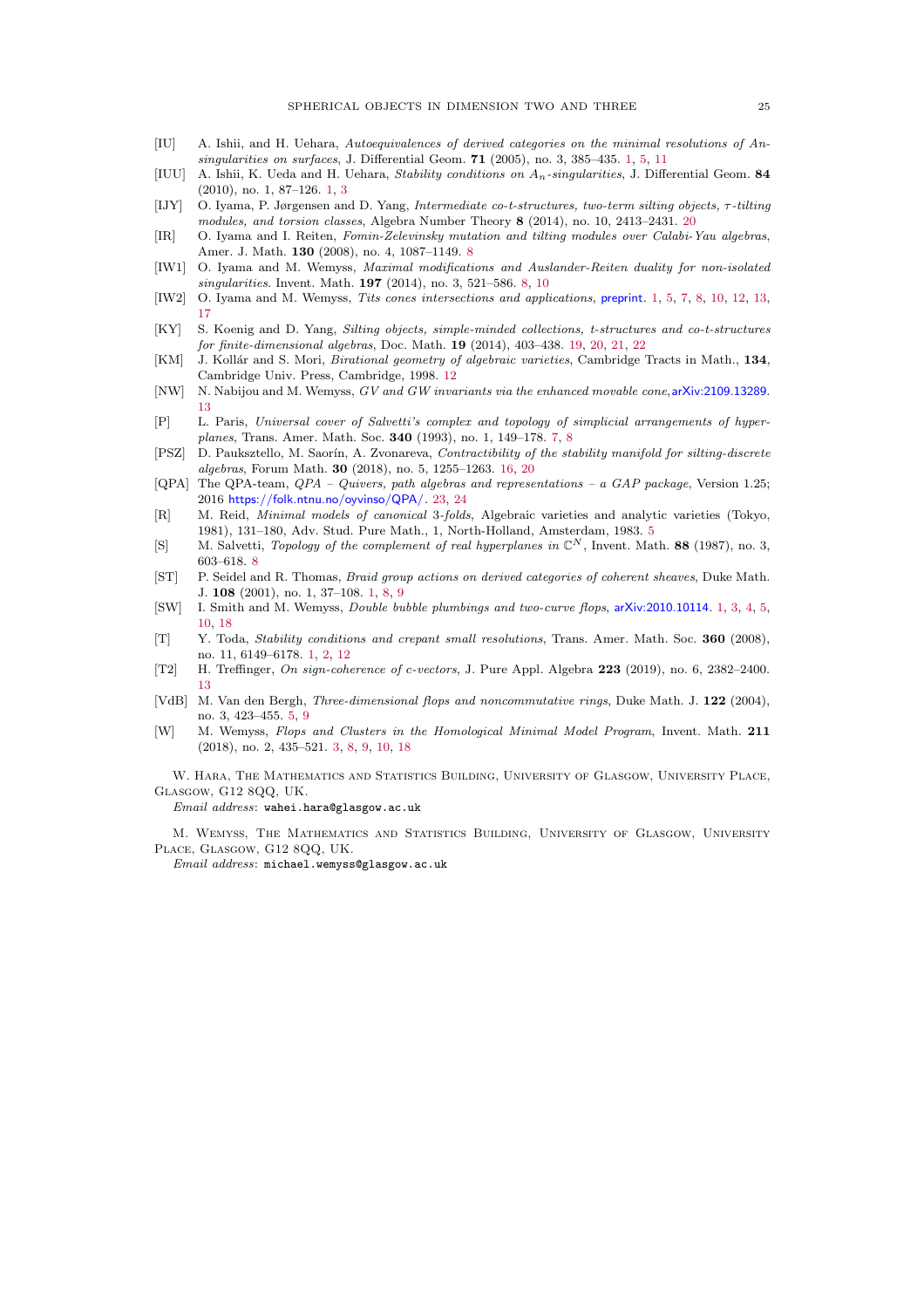[IU] A. Ishii, and H. Uehara, *Autoequivalences of derived categories on the minimal resolutions of An-singularities on surfaces*, J. Differential Geom. **71** (2005), no. 3, 385–435. 1, 5, 11

[IUU] A. Ishii, K. Ueda and H. Uehara, *Stability conditions on $A_n$-singularities*, J. Differential Geom. **84** (2010), no. 1, 87–126. 1, 3

[IJY] O. Iyama, P. Jørgensen and D. Yang, *Intermediate co-t-structures, two-term silting objects, τ-tilting modules, and torsion classes*, Algebra Number Theory **8** (2014), no. 10, 2413–2431. 20

[IR] O. Iyama and I. Reiten, *Fomin-Zelevinsky mutation and tilting modules over Calabi-Yau algebras*, Amer. J. Math. **130** (2008), no. 4, 1087–1149. 8

[IW1] O. Iyama and M. Wemyss, *Maximal modifications and Auslander-Reiten duality for non-isolated singularities*. Invent. Math. **197** (2014), no. 3, 521–586. 8, 10

[IW2] O. Iyama and M. Wemyss, *Tits cones intersections and applications*, preprint. 1, 5, 7, 8, 10, 12, 13, 17

[KY] S. Koenig and D. Yang, *Silting objects, simple-minded collections, t-structures and co-t-structures for finite-dimensional algebras*, Doc. Math. **19** (2014), 403–438. 19, 20, 21, 22

[KM] J. Kollár and S. Mori, *Birational geometry of algebraic varieties*, Cambridge Tracts in Math., **134**, Cambridge Univ. Press, Cambridge, 1998. 12

[NW] N. Nabijou and M. Wemyss, *GV and GW invariants via the enhanced movable cone*, arXiv:2109.13289. 13

[P] L. Paris, *Universal cover of Salvetti's complex and topology of simplicial arrangements of hyperplanes*, Trans. Amer. Math. Soc. **340** (1993), no. 1, 149–178. 7, 8

[PSZ] D. Pauksztello, M. Saorín, A. Zvonareva, *Contractibility of the stability manifold for silting-discrete algebras*, Forum Math. **30** (2018), no. 5, 1255–1263. 16, 20

[QPA] The QPA-team, *QPA – Quivers, path algebras and representations – a GAP package*, Version 1.25; 2016 https://folk.ntnu.no/oyvinso/QPA/. 23, 24

[R] M. Reid, *Minimal models of canonical 3-folds*, Algebraic varieties and analytic varieties (Tokyo, 1981), 131–180, Adv. Stud. Pure Math., 1, North-Holland, Amsterdam, 1983. 5

[S] M. Salvetti, *Topology of the complement of real hyperplanes in $\mathbb{C}^N$*, Invent. Math. **88** (1987), no. 3, 603–618. 8

[ST] P. Seidel and R. Thomas, *Braid group actions on derived categories of coherent sheaves*, Duke Math. J. **108** (2001), no. 1, 37–108. 1, 8, 9

[SW] I. Smith and M. Wemyss, *Double bubble plumbings and two-curve flops*, arXiv:2010.10114. 1, 3, 4, 5, 10, 18

[T] Y. Toda, *Stability conditions and crepant small resolutions*, Trans. Amer. Math. Soc. **360** (2008), no. 11, 6149–6178. 1, 2, 12

[T2] H. Treffinger, *On sign-coherence of c-vectors*, J. Pure Appl. Algebra **223** (2019), no. 6, 2382–2400. 13

[VdB] M. Van den Bergh, *Three-dimensional flops and noncommutative rings*, Duke Math. J. **122** (2004), no. 3, 423–455. 5, 9

[W] M. Wemyss, *Flops and Clusters in the Homological Minimal Model Program*, Invent. Math. **211** (2018), no. 2, 435–521. 3, 8, 9, 10, 18

W. Hara, The Mathematics and Statistics Building, University of Glasgow, University Place, Glasgow, G12 8QQ, UK.

*Email address*: wahei.hara@glasgow.ac.uk

M. Wemyss, The Mathematics and Statistics Building, University of Glasgow, University Place, Glasgow, G12 8QQ, UK.

*Email address*: michael.wemyss@glasgow.ac.uk